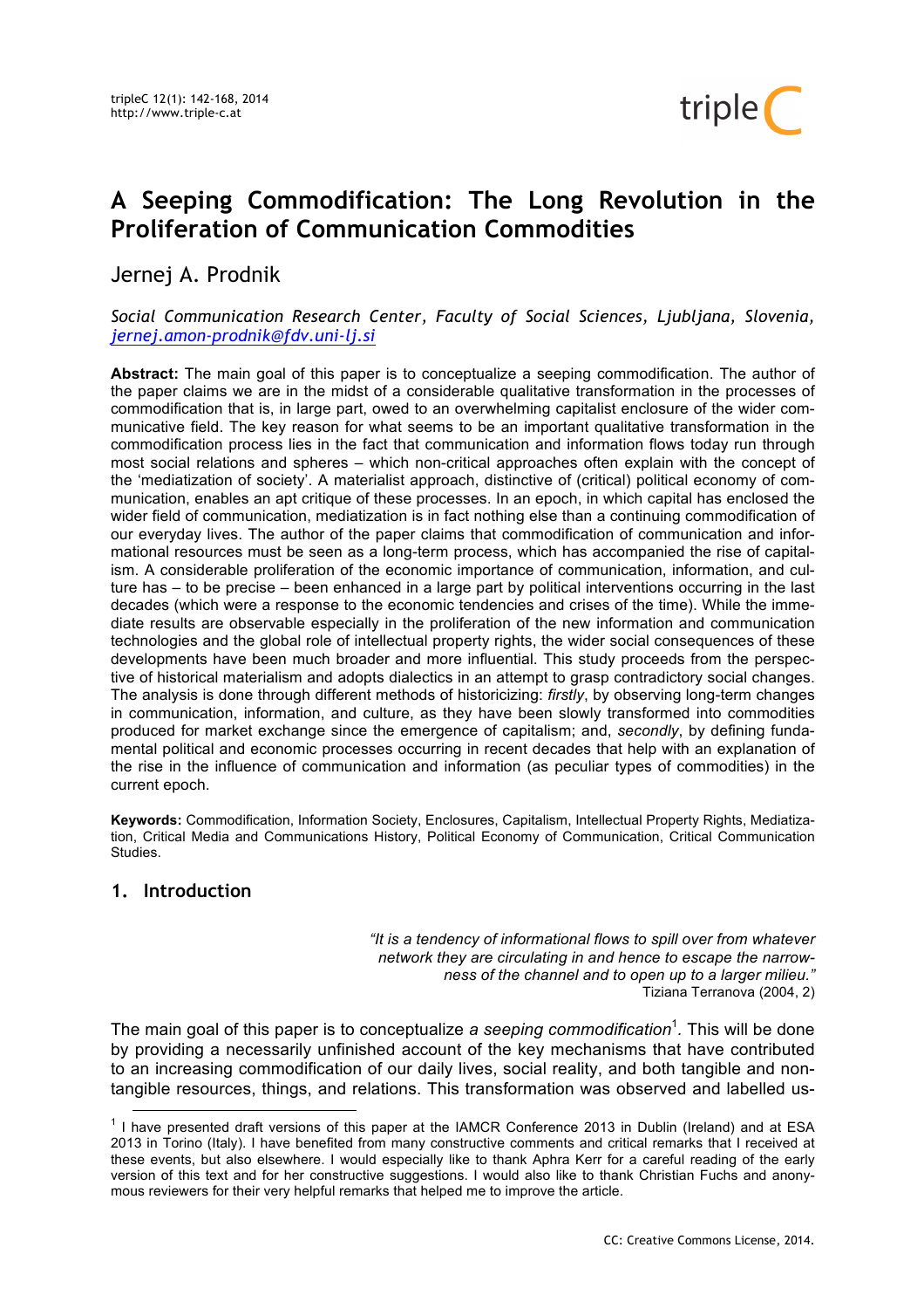# A Seeping Commodification: The Long Revolution in the Proliferation of Communication Commodities

Jernej A. Prodnik

*Social Communication Research Center, Faculty of Social Sciences, Ljubljana, Slovenia, jernej.amon-prodnik@fdv.uni-lj.si*

**Abstract:** The main goal of this paper is to conceptualize a seeping commodification. The author of the paper claims we are in the midst of a considerable qualitative transformation in the processes of commodification that is, in large part, owed to an overwhelming capitalist enclosure of the wider communicative field. The key reason for what seems to be an important qualitative transformation in the commodification process lies in the fact that communication and information flows today run through most social relations and spheres – which non-critical approaches often explain with the concept of the 'mediatization of society'. A materialist approach, distinctive of (critical) political economy of communication, enables an apt critique of these processes. In an epoch, in which capital has enclosed the wider field of communication, mediatization is in fact nothing else than a continuing commodification of our everyday lives. The author of the paper claims that commodification of communication and informational resources must be seen as a long-term process, which has accompanied the rise of capitalism. A considerable proliferation of the economic importance of communication, information, and culture has – to be precise – been enhanced in a large part by political interventions occurring in the last decades (which were a response to the economic tendencies and crises of the time). While the immediate results are observable especially in the proliferation of the new information and communication technologies and the global role of intellectual property rights, the wider social consequences of these developments have been much broader and more influential. This study proceeds from the perspective of historical materialism and adopts dialectics in an attempt to grasp contradictory social changes. The analysis is done through different methods of historicizing: *firstly*, by observing long-term changes in communication, information, and culture, as they have been slowly transformed into commodities produced for market exchange since the emergence of capitalism; and, *secondly*, by defining fundamental political and economic processes occurring in recent decades that help with an explanation of the rise in the influence of communication and information (as peculiar types of commodities) in the current epoch.

**Keywords:** Commodification, Information Society, Enclosures, Capitalism, Intellectual Property Rights, Mediatization, Critical Media and Communications History, Political Economy of Communication, Critical Communication Studies.

## 1. Introduction

> *"It is a tendency of informational flows to spill over from whatever network they are circulating in and hence to escape the narrowness of the channel and to open up to a larger milieu."*
> Tiziana Terranova (2004, 2)

The main goal of this paper is to conceptualize *a seeping commodification*[1]. This will be done by providing a necessarily unfinished account of the key mechanisms that have contributed to an increasing commodification of our daily lives, social reality, and both tangible and non-tangible resources, things, and relations. This transformation was observed and labelled us-

[1] I have presented draft versions of this paper at the IAMCR Conference 2013 in Dublin (Ireland) and at ESA 2013 in Torino (Italy). I have benefited from many constructive comments and critical remarks that I received at these events, but also elsewhere. I would especially like to thank Aphra Kerr for a careful reading of the early version of this text and for her constructive suggestions. I would also like to thank Christian Fuchs and anonymous reviewers for their very helpful remarks that helped me to improve the article.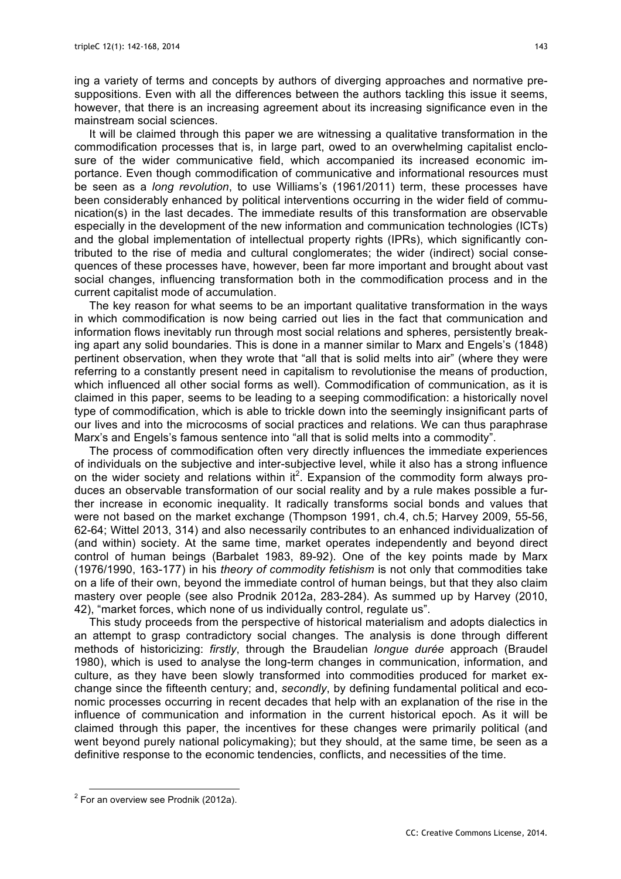ing a variety of terms and concepts by authors of diverging approaches and normative presuppositions. Even with all the differences between the authors tackling this issue it seems, however, that there is an increasing agreement about its increasing significance even in the mainstream social sciences.

It will be claimed through this paper we are witnessing a qualitative transformation in the commodification processes that is, in large part, owed to an overwhelming capitalist enclosure of the wider communicative field, which accompanied its increased economic importance. Even though commodification of communicative and informational resources must be seen as a *long revolution*, to use Williams's (1961/2011) term, these processes have been considerably enhanced by political interventions occurring in the wider field of communication(s) in the last decades. The immediate results of this transformation are observable especially in the development of the new information and communication technologies (ICTs) and the global implementation of intellectual property rights (IPRs), which significantly contributed to the rise of media and cultural conglomerates; the wider (indirect) social consequences of these processes have, however, been far more important and brought about vast social changes, influencing transformation both in the commodification process and in the current capitalist mode of accumulation.

The key reason for what seems to be an important qualitative transformation in the ways in which commodification is now being carried out lies in the fact that communication and information flows inevitably run through most social relations and spheres, persistently breaking apart any solid boundaries. This is done in a manner similar to Marx and Engels's (1848) pertinent observation, when they wrote that "all that is solid melts into air" (where they were referring to a constantly present need in capitalism to revolutionise the means of production, which influenced all other social forms as well). Commodification of communication, as it is claimed in this paper, seems to be leading to a seeping commodification: a historically novel type of commodification, which is able to trickle down into the seemingly insignificant parts of our lives and into the microcosms of social practices and relations. We can thus paraphrase Marx's and Engels's famous sentence into "all that is solid melts into a commodity".

The process of commodification often very directly influences the immediate experiences of individuals on the subjective and inter-subjective level, while it also has a strong influence on the wider society and relations within it[2]. Expansion of the commodity form always produces an observable transformation of our social reality and by a rule makes possible a further increase in economic inequality. It radically transforms social bonds and values that were not based on the market exchange (Thompson 1991, ch.4, ch.5; Harvey 2009, 55-56, 62-64; Wittel 2013, 314) and also necessarily contributes to an enhanced individualization of (and within) society. At the same time, market operates independently and beyond direct control of human beings (Barbalet 1983, 89-92). One of the key points made by Marx (1976/1990, 163-177) in his *theory of commodity fetishism* is not only that commodities take on a life of their own, beyond the immediate control of human beings, but that they also claim mastery over people (see also Prodnik 2012a, 283-284). As summed up by Harvey (2010, 42), "market forces, which none of us individually control, regulate us".

This study proceeds from the perspective of historical materialism and adopts dialectics in an attempt to grasp contradictory social changes. The analysis is done through different methods of historicizing: *firstly*, through the Braudelian *longue durée* approach (Braudel 1980), which is used to analyse the long-term changes in communication, information, and culture, as they have been slowly transformed into commodities produced for market exchange since the fifteenth century; and, *secondly*, by defining fundamental political and economic processes occurring in recent decades that help with an explanation of the rise in the influence of communication and information in the current historical epoch. As it will be claimed through this paper, the incentives for these changes were primarily political (and went beyond purely national policymaking); but they should, at the same time, be seen as a definitive response to the economic tendencies, conflicts, and necessities of the time.

[2] For an overview see Prodnik (2012a).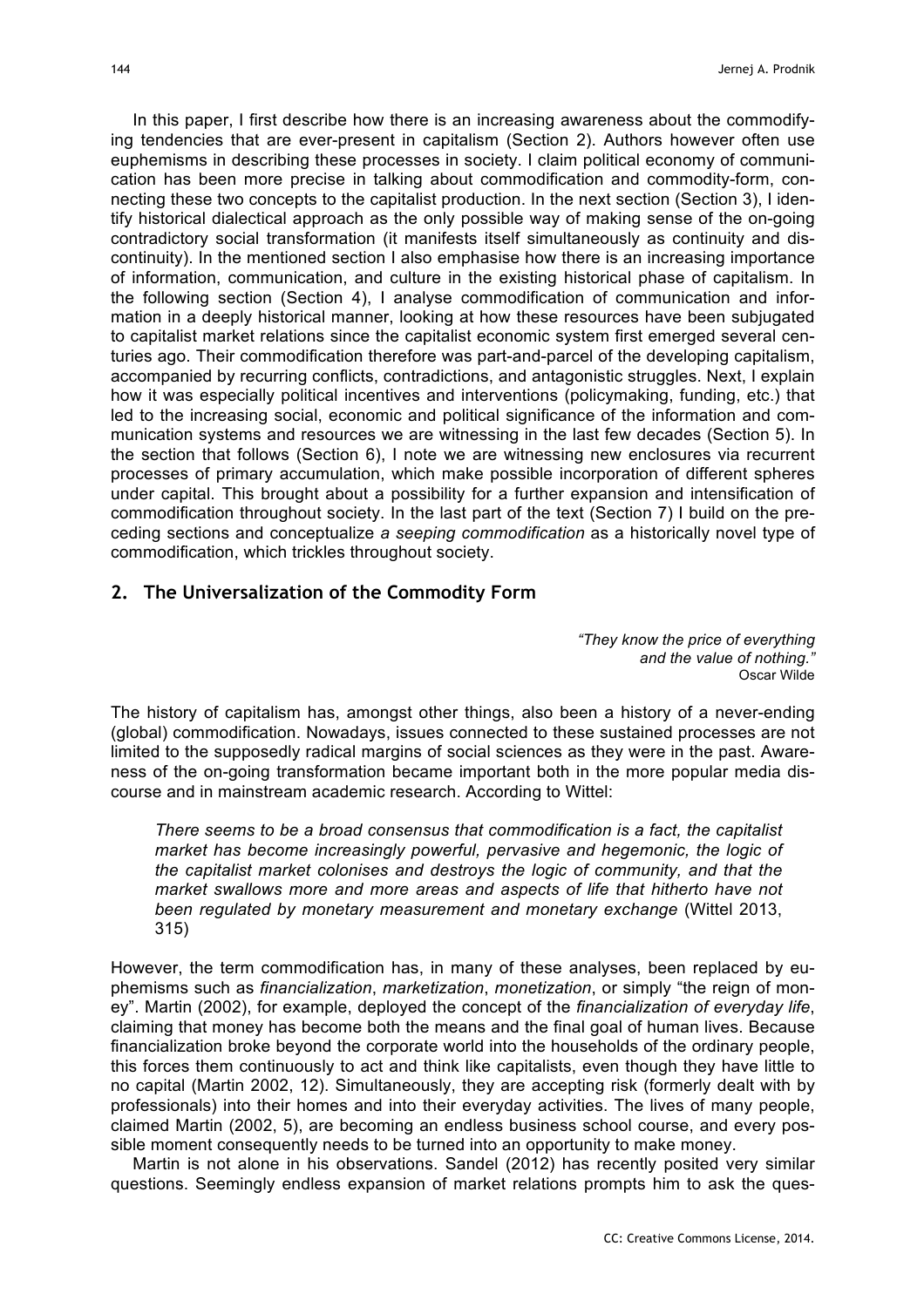In this paper, I first describe how there is an increasing awareness about the commodifying tendencies that are ever-present in capitalism (Section 2). Authors however often use euphemisms in describing these processes in society. I claim political economy of communication has been more precise in talking about commodification and commodity-form, connecting these two concepts to the capitalist production. In the next section (Section 3), I identify historical dialectical approach as the only possible way of making sense of the on-going contradictory social transformation (it manifests itself simultaneously as continuity and discontinuity). In the mentioned section I also emphasise how there is an increasing importance of information, communication, and culture in the existing historical phase of capitalism. In the following section (Section 4), I analyse commodification of communication and information in a deeply historical manner, looking at how these resources have been subjugated to capitalist market relations since the capitalist economic system first emerged several centuries ago. Their commodification therefore was part-and-parcel of the developing capitalism, accompanied by recurring conflicts, contradictions, and antagonistic struggles. Next, I explain how it was especially political incentives and interventions (policymaking, funding, etc.) that led to the increasing social, economic and political significance of the information and communication systems and resources we are witnessing in the last few decades (Section 5). In the section that follows (Section 6), I note we are witnessing new enclosures via recurrent processes of primary accumulation, which make possible incorporation of different spheres under capital. This brought about a possibility for a further expansion and intensification of commodification throughout society. In the last part of the text (Section 7) I build on the preceding sections and conceptualize *a seeping commodification* as a historically novel type of commodification, which trickles throughout society.

## 2. The Universalization of the Commodity Form

> *"They know the price of everything and the value of nothing."*
> Oscar Wilde

The history of capitalism has, amongst other things, also been a history of a never-ending (global) commodification. Nowadays, issues connected to these sustained processes are not limited to the supposedly radical margins of social sciences as they were in the past. Awareness of the on-going transformation became important both in the more popular media discourse and in mainstream academic research. According to Wittel:

> *There seems to be a broad consensus that commodification is a fact, the capitalist market has become increasingly powerful, pervasive and hegemonic, the logic of the capitalist market colonises and destroys the logic of community, and that the market swallows more and more areas and aspects of life that hitherto have not been regulated by monetary measurement and monetary exchange* (Wittel 2013, 315)

However, the term commodification has, in many of these analyses, been replaced by euphemisms such as *financialization*, *marketization*, *monetization*, or simply "the reign of money". Martin (2002), for example, deployed the concept of the *financialization of everyday life*, claiming that money has become both the means and the final goal of human lives. Because financialization broke beyond the corporate world into the households of the ordinary people, this forces them continuously to act and think like capitalists, even though they have little to no capital (Martin 2002, 12). Simultaneously, they are accepting risk (formerly dealt with by professionals) into their homes and into their everyday activities. The lives of many people, claimed Martin (2002, 5), are becoming an endless business school course, and every possible moment consequently needs to be turned into an opportunity to make money.

Martin is not alone in his observations. Sandel (2012) has recently posited very similar questions. Seemingly endless expansion of market relations prompts him to ask the ques-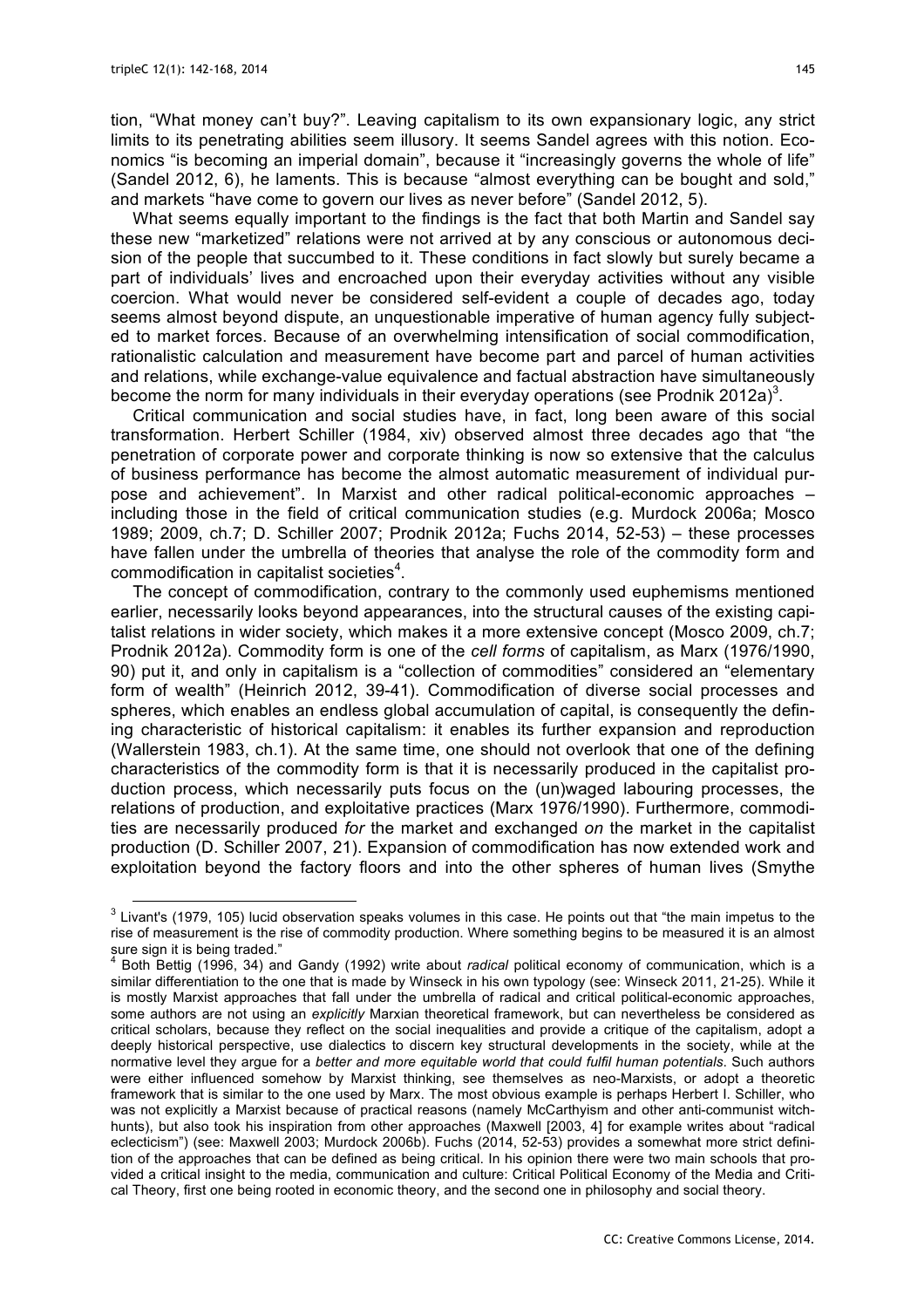tion, "What money can't buy?". Leaving capitalism to its own expansionary logic, any strict limits to its penetrating abilities seem illusory. It seems Sandel agrees with this notion. Economics "is becoming an imperial domain", because it "increasingly governs the whole of life" (Sandel 2012, 6), he laments. This is because "almost everything can be bought and sold," and markets "have come to govern our lives as never before" (Sandel 2012, 5).

What seems equally important to the findings is the fact that both Martin and Sandel say these new "marketized" relations were not arrived at by any conscious or autonomous decision of the people that succumbed to it. These conditions in fact slowly but surely became a part of individuals' lives and encroached upon their everyday activities without any visible coercion. What would never be considered self-evident a couple of decades ago, today seems almost beyond dispute, an unquestionable imperative of human agency fully subjected to market forces. Because of an overwhelming intensification of social commodification, rationalistic calculation and measurement have become part and parcel of human activities and relations, while exchange-value equivalence and factual abstraction have simultaneously become the norm for many individuals in their everyday operations (see Prodnik 2012a)[3].

Critical communication and social studies have, in fact, long been aware of this social transformation. Herbert Schiller (1984, xiv) observed almost three decades ago that "the penetration of corporate power and corporate thinking is now so extensive that the calculus of business performance has become the almost automatic measurement of individual purpose and achievement". In Marxist and other radical political-economic approaches – including those in the field of critical communication studies (e.g. Murdock 2006a; Mosco 1989; 2009, ch.7; D. Schiller 2007; Prodnik 2012a; Fuchs 2014, 52-53) – these processes have fallen under the umbrella of theories that analyse the role of the commodity form and commodification in capitalist societies[4].

The concept of commodification, contrary to the commonly used euphemisms mentioned earlier, necessarily looks beyond appearances, into the structural causes of the existing capitalist relations in wider society, which makes it a more extensive concept (Mosco 2009, ch.7; Prodnik 2012a). Commodity form is one of the *cell forms* of capitalism, as Marx (1976/1990, 90) put it, and only in capitalism is a "collection of commodities" considered an "elementary form of wealth" (Heinrich 2012, 39-41). Commodification of diverse social processes and spheres, which enables an endless global accumulation of capital, is consequently the defining characteristic of historical capitalism: it enables its further expansion and reproduction (Wallerstein 1983, ch.1). At the same time, one should not overlook that one of the defining characteristics of the commodity form is that it is necessarily produced in the capitalist production process, which necessarily puts focus on the (un)waged labouring processes, the relations of production, and exploitative practices (Marx 1976/1990). Furthermore, commodities are necessarily produced *for* the market and exchanged *on* the market in the capitalist production (D. Schiller 2007, 21). Expansion of commodification has now extended work and exploitation beyond the factory floors and into the other spheres of human lives (Smythe

---

[3] Livant's (1979, 105) lucid observation speaks volumes in this case. He points out that "the main impetus to the rise of measurement is the rise of commodity production. Where something begins to be measured it is an almost sure sign it is being traded."

[4] Both Bettig (1996, 34) and Gandy (1992) write about *radical* political economy of communication, which is a similar differentiation to the one that is made by Winseck in his own typology (see: Winseck 2011, 21-25). While it is mostly Marxist approaches that fall under the umbrella of radical and critical political-economic approaches, some authors are not using an *explicitly* Marxian theoretical framework, but can nevertheless be considered as critical scholars, because they reflect on the social inequalities and provide a critique of the capitalism, adopt a deeply historical perspective, use dialectics to discern key structural developments in the society, while at the normative level they argue for a *better and more equitable world that could fulfil human potentials*. Such authors were either influenced somehow by Marxist thinking, see themselves as neo-Marxists, or adopt a theoretic framework that is similar to the one used by Marx. The most obvious example is perhaps Herbert I. Schiller, who was not explicitly a Marxist because of practical reasons (namely McCarthyism and other anti-communist witch-hunts), but also took his inspiration from other approaches (Maxwell [2003, 4] for example writes about "radical eclecticism") (see: Maxwell 2003; Murdock 2006b). Fuchs (2014, 52-53) provides a somewhat more strict definition of the approaches that can be defined as being critical. In his opinion there were two main schools that provided a critical insight to the media, communication and culture: Critical Political Economy of the Media and Critical Theory, first one being rooted in economic theory, and the second one in philosophy and social theory.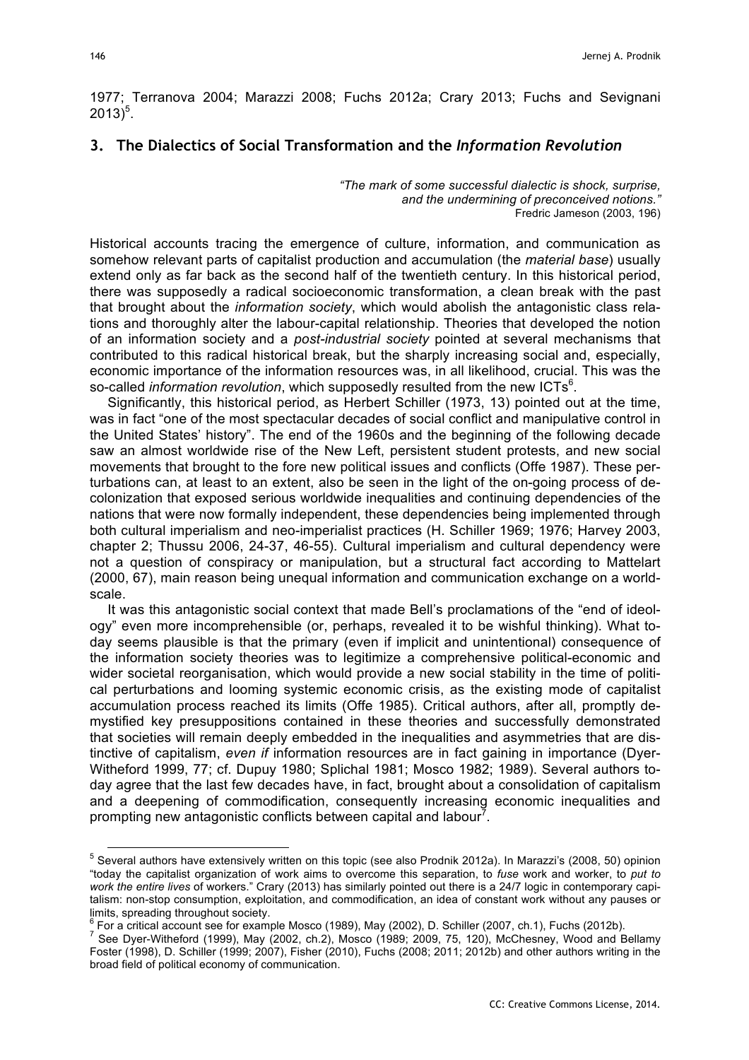1977; Terranova 2004; Marazzi 2008; Fuchs 2012a; Crary 2013; Fuchs and Sevignani 2013)[5].

## 3. The Dialectics of Social Transformation and the *Information Revolution*

> *"The mark of some successful dialectic is shock, surprise, and the undermining of preconceived notions."*
> Fredric Jameson (2003, 196)

Historical accounts tracing the emergence of culture, information, and communication as somehow relevant parts of capitalist production and accumulation (the *material base*) usually extend only as far back as the second half of the twentieth century. In this historical period, there was supposedly a radical socioeconomic transformation, a clean break with the past that brought about the *information society*, which would abolish the antagonistic class relations and thoroughly alter the labour-capital relationship. Theories that developed the notion of an information society and a *post-industrial society* pointed at several mechanisms that contributed to this radical historical break, but the sharply increasing social and, especially, economic importance of the information resources was, in all likelihood, crucial. This was the so-called *information revolution*, which supposedly resulted from the new ICTs[6].

Significantly, this historical period, as Herbert Schiller (1973, 13) pointed out at the time, was in fact "one of the most spectacular decades of social conflict and manipulative control in the United States' history". The end of the 1960s and the beginning of the following decade saw an almost worldwide rise of the New Left, persistent student protests, and new social movements that brought to the fore new political issues and conflicts (Offe 1987). These perturbations can, at least to an extent, also be seen in the light of the on-going process of decolonization that exposed serious worldwide inequalities and continuing dependencies of the nations that were now formally independent, these dependencies being implemented through both cultural imperialism and neo-imperialist practices (H. Schiller 1969; 1976; Harvey 2003, chapter 2; Thussu 2006, 24-37, 46-55). Cultural imperialism and cultural dependency were not a question of conspiracy or manipulation, but a structural fact according to Mattelart (2000, 67), main reason being unequal information and communication exchange on a world-scale.

It was this antagonistic social context that made Bell's proclamations of the "end of ideology" even more incomprehensible (or, perhaps, revealed it to be wishful thinking). What today seems plausible is that the primary (even if implicit and unintentional) consequence of the information society theories was to legitimize a comprehensive political-economic and wider societal reorganisation, which would provide a new social stability in the time of political perturbations and looming systemic economic crisis, as the existing mode of capitalist accumulation process reached its limits (Offe 1985). Critical authors, after all, promptly demystified key presuppositions contained in these theories and successfully demonstrated that societies will remain deeply embedded in the inequalities and asymmetries that are distinctive of capitalism, *even if* information resources are in fact gaining in importance (Dyer-Witheford 1999, 77; cf. Dupuy 1980; Splichal 1981; Mosco 1982; 1989). Several authors today agree that the last few decades have, in fact, brought about a consolidation of capitalism and a deepening of commodification, consequently increasing economic inequalities and prompting new antagonistic conflicts between capital and labour[7].

---

[5] Several authors have extensively written on this topic (see also Prodnik 2012a). In Marazzi's (2008, 50) opinion "today the capitalist organization of work aims to overcome this separation, to *fuse* work and worker, to *put to work the entire lives* of workers." Crary (2013) has similarly pointed out there is a 24/7 logic in contemporary capitalism: non-stop consumption, exploitation, and commodification, an idea of constant work without any pauses or limits, spreading throughout society.

[6] For a critical account see for example Mosco (1989), May (2002), D. Schiller (2007, ch.1), Fuchs (2012b).

[7] See Dyer-Witheford (1999), May (2002, ch.2), Mosco (1989; 2009, 75, 120), McChesney, Wood and Bellamy Foster (1998), D. Schiller (1999; 2007), Fisher (2010), Fuchs (2008; 2011; 2012b) and other authors writing in the broad field of political economy of communication.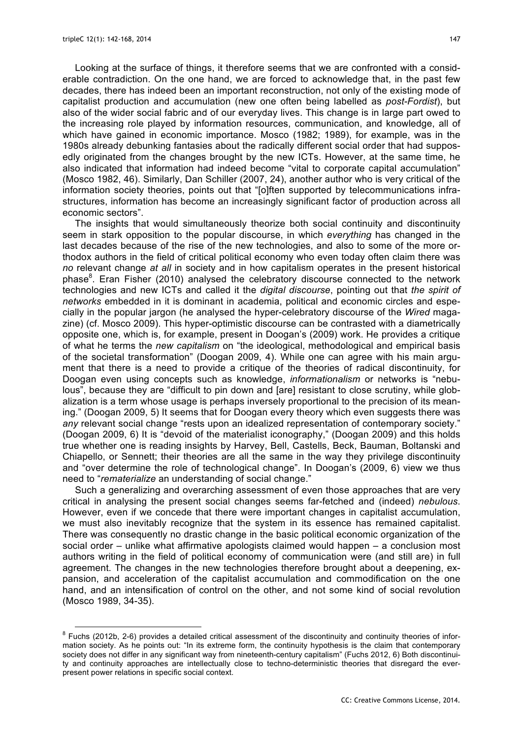Looking at the surface of things, it therefore seems that we are confronted with a considerable contradiction. On the one hand, we are forced to acknowledge that, in the past few decades, there has indeed been an important reconstruction, not only of the existing mode of capitalist production and accumulation (new one often being labelled as *post-Fordist*), but also of the wider social fabric and of our everyday lives. This change is in large part owed to the increasing role played by information resources, communication, and knowledge, all of which have gained in economic importance. Mosco (1982; 1989), for example, was in the 1980s already debunking fantasies about the radically different social order that had supposedly originated from the changes brought by the new ICTs. However, at the same time, he also indicated that information had indeed become "vital to corporate capital accumulation" (Mosco 1982, 46). Similarly, Dan Schiller (2007, 24), another author who is very critical of the information society theories, points out that "[o]ften supported by telecommunications infrastructures, information has become an increasingly significant factor of production across all economic sectors".

The insights that would simultaneously theorize both social continuity and discontinuity seem in stark opposition to the popular discourse, in which *everything* has changed in the last decades because of the rise of the new technologies, and also to some of the more orthodox authors in the field of critical political economy who even today often claim there was *no* relevant change *at all* in society and in how capitalism operates in the present historical phase[8]. Eran Fisher (2010) analysed the celebratory discourse connected to the network technologies and new ICTs and called it the *digital discourse*, pointing out that *the spirit of networks* embedded in it is dominant in academia, political and economic circles and especially in the popular jargon (he analysed the hyper-celebratory discourse of the *Wired* magazine) (cf. Mosco 2009). This hyper-optimistic discourse can be contrasted with a diametrically opposite one, which is, for example, present in Doogan's (2009) work. He provides a critique of what he terms the *new capitalism* on "the ideological, methodological and empirical basis of the societal transformation" (Doogan 2009, 4). While one can agree with his main argument that there is a need to provide a critique of the theories of radical discontinuity, for Doogan even using concepts such as knowledge, *informationalism* or networks is "nebulous", because they are "difficult to pin down and [are] resistant to close scrutiny, while globalization is a term whose usage is perhaps inversely proportional to the precision of its meaning." (Doogan 2009, 5) It seems that for Doogan every theory which even suggests there was *any* relevant social change "rests upon an idealized representation of contemporary society." (Doogan 2009, 6) It is "devoid of the materialist iconography," (Doogan 2009) and this holds true whether one is reading insights by Harvey, Bell, Castells, Beck, Bauman, Boltanski and Chiapello, or Sennett; their theories are all the same in the way they privilege discontinuity and "over determine the role of technological change". In Doogan's (2009, 6) view we thus need to "*rematerialize* an understanding of social change."

Such a generalizing and overarching assessment of even those approaches that are very critical in analysing the present social changes seems far-fetched and (indeed) *nebulous*. However, even if we concede that there were important changes in capitalist accumulation, we must also inevitably recognize that the system in its essence has remained capitalist. There was consequently no drastic change in the basic political economic organization of the social order – unlike what affirmative apologists claimed would happen – a conclusion most authors writing in the field of political economy of communication were (and still are) in full agreement. The changes in the new technologies therefore brought about a deepening, expansion, and acceleration of the capitalist accumulation and commodification on the one hand, and an intensification of control on the other, and not some kind of social revolution (Mosco 1989, 34-35).

[8] Fuchs (2012b, 2-6) provides a detailed critical assessment of the discontinuity and continuity theories of information society. As he points out: "In its extreme form, the continuity hypothesis is the claim that contemporary society does not differ in any significant way from nineteenth-century capitalism" (Fuchs 2012, 6) Both discontinuity and continuity approaches are intellectually close to techno-deterministic theories that disregard the ever-present power relations in specific social context.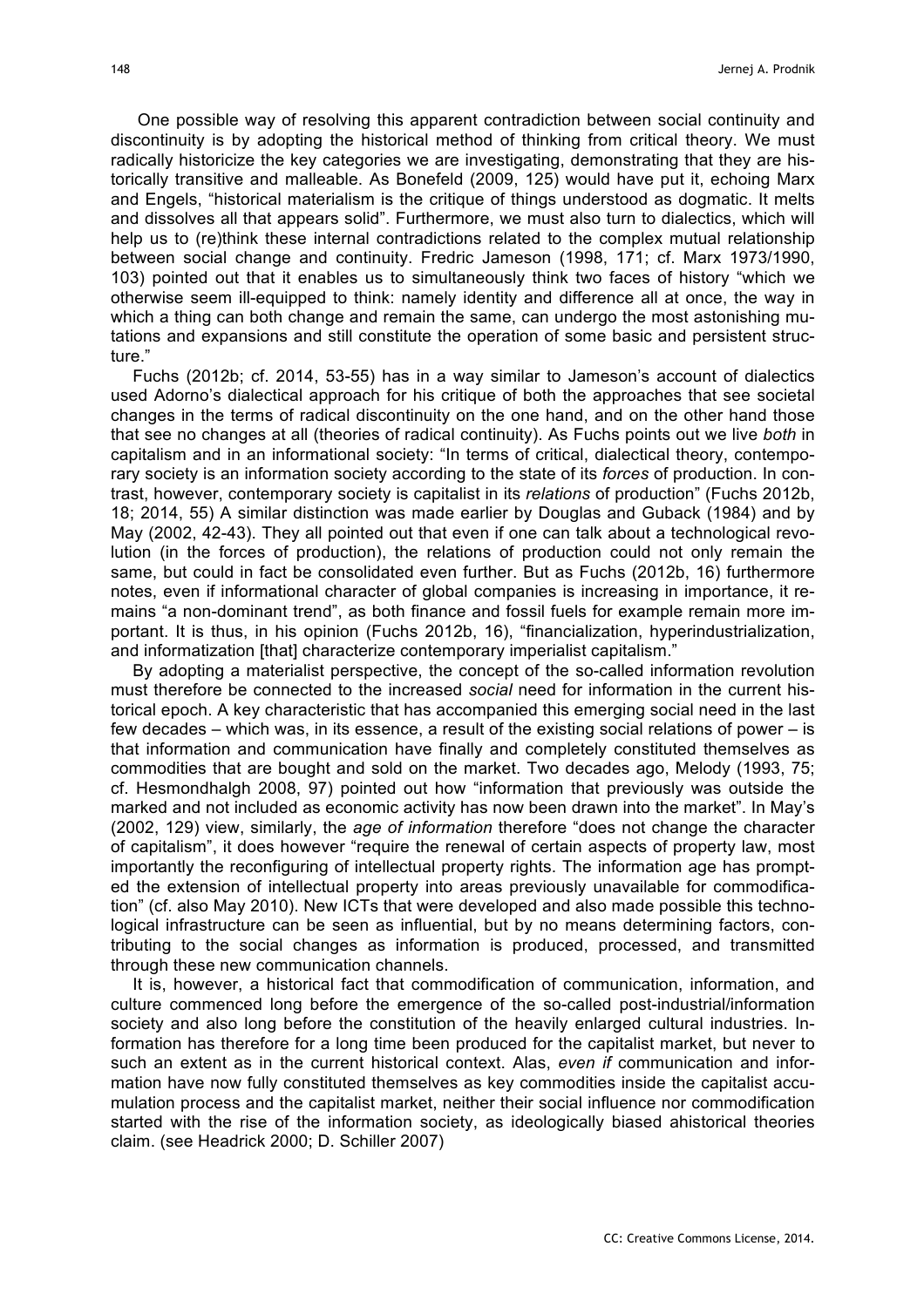One possible way of resolving this apparent contradiction between social continuity and discontinuity is by adopting the historical method of thinking from critical theory. We must radically historicize the key categories we are investigating, demonstrating that they are historically transitive and malleable. As Bonefeld (2009, 125) would have put it, echoing Marx and Engels, "historical materialism is the critique of things understood as dogmatic. It melts and dissolves all that appears solid". Furthermore, we must also turn to dialectics, which will help us to (re)think these internal contradictions related to the complex mutual relationship between social change and continuity. Fredric Jameson (1998, 171; cf. Marx 1973/1990, 103) pointed out that it enables us to simultaneously think two faces of history "which we otherwise seem ill-equipped to think: namely identity and difference all at once, the way in which a thing can both change and remain the same, can undergo the most astonishing mutations and expansions and still constitute the operation of some basic and persistent structure."

Fuchs (2012b; cf. 2014, 53-55) has in a way similar to Jameson's account of dialectics used Adorno's dialectical approach for his critique of both the approaches that see societal changes in the terms of radical discontinuity on the one hand, and on the other hand those that see no changes at all (theories of radical continuity). As Fuchs points out we live *both* in capitalism and in an informational society: "In terms of critical, dialectical theory, contemporary society is an information society according to the state of its *forces* of production. In contrast, however, contemporary society is capitalist in its *relations* of production" (Fuchs 2012b, 18; 2014, 55) A similar distinction was made earlier by Douglas and Guback (1984) and by May (2002, 42-43). They all pointed out that even if one can talk about a technological revolution (in the forces of production), the relations of production could not only remain the same, but could in fact be consolidated even further. But as Fuchs (2012b, 16) furthermore notes, even if informational character of global companies is increasing in importance, it remains "a non-dominant trend", as both finance and fossil fuels for example remain more important. It is thus, in his opinion (Fuchs 2012b, 16), "financialization, hyperindustrialization, and informatization [that] characterize contemporary imperialist capitalism."

By adopting a materialist perspective, the concept of the so-called information revolution must therefore be connected to the increased *social* need for information in the current historical epoch. A key characteristic that has accompanied this emerging social need in the last few decades – which was, in its essence, a result of the existing social relations of power – is that information and communication have finally and completely constituted themselves as commodities that are bought and sold on the market. Two decades ago, Melody (1993, 75; cf. Hesmondhalgh 2008, 97) pointed out how "information that previously was outside the marked and not included as economic activity has now been drawn into the market". In May's (2002, 129) view, similarly, the *age of information* therefore "does not change the character of capitalism", it does however "require the renewal of certain aspects of property law, most importantly the reconfiguring of intellectual property rights. The information age has prompted the extension of intellectual property into areas previously unavailable for commodification" (cf. also May 2010). New ICTs that were developed and also made possible this technological infrastructure can be seen as influential, but by no means determining factors, contributing to the social changes as information is produced, processed, and transmitted through these new communication channels.

It is, however, a historical fact that commodification of communication, information, and culture commenced long before the emergence of the so-called post-industrial/information society and also long before the constitution of the heavily enlarged cultural industries. Information has therefore for a long time been produced for the capitalist market, but never to such an extent as in the current historical context. Alas, *even if* communication and information have now fully constituted themselves as key commodities inside the capitalist accumulation process and the capitalist market, neither their social influence nor commodification started with the rise of the information society, as ideologically biased ahistorical theories claim. (see Headrick 2000; D. Schiller 2007)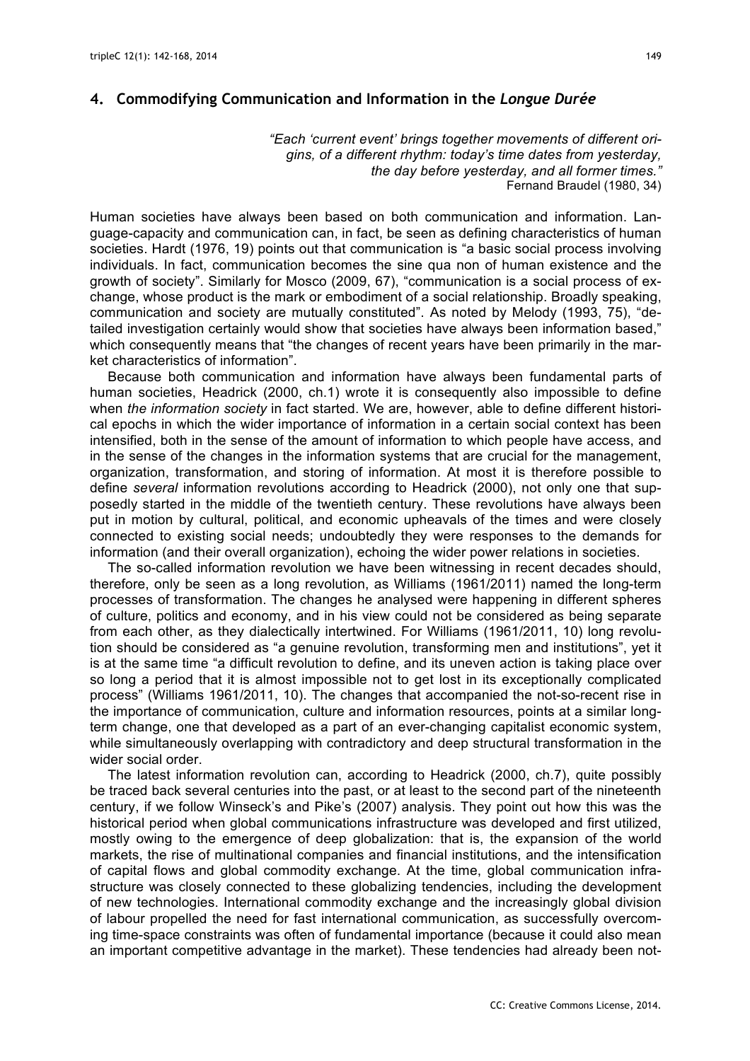## 4. Commodifying Communication and Information in the *Longue Durée*

> *"Each 'current event' brings together movements of different origins, of a different rhythm: today's time dates from yesterday, the day before yesterday, and all former times."*
> Fernand Braudel (1980, 34)

Human societies have always been based on both communication and information. Language-capacity and communication can, in fact, be seen as defining characteristics of human societies. Hardt (1976, 19) points out that communication is "a basic social process involving individuals. In fact, communication becomes the sine qua non of human existence and the growth of society". Similarly for Mosco (2009, 67), "communication is a social process of exchange, whose product is the mark or embodiment of a social relationship. Broadly speaking, communication and society are mutually constituted". As noted by Melody (1993, 75), "detailed investigation certainly would show that societies have always been information based," which consequently means that "the changes of recent years have been primarily in the market characteristics of information".

Because both communication and information have always been fundamental parts of human societies, Headrick (2000, ch.1) wrote it is consequently also impossible to define when *the information society* in fact started. We are, however, able to define different historical epochs in which the wider importance of information in a certain social context has been intensified, both in the sense of the amount of information to which people have access, and in the sense of the changes in the information systems that are crucial for the management, organization, transformation, and storing of information. At most it is therefore possible to define *several* information revolutions according to Headrick (2000), not only one that supposedly started in the middle of the twentieth century. These revolutions have always been put in motion by cultural, political, and economic upheavals of the times and were closely connected to existing social needs; undoubtedly they were responses to the demands for information (and their overall organization), echoing the wider power relations in societies.

The so-called information revolution we have been witnessing in recent decades should, therefore, only be seen as a long revolution, as Williams (1961/2011) named the long-term processes of transformation. The changes he analysed were happening in different spheres of culture, politics and economy, and in his view could not be considered as being separate from each other, as they dialectically intertwined. For Williams (1961/2011, 10) long revolution should be considered as "a genuine revolution, transforming men and institutions", yet it is at the same time "a difficult revolution to define, and its uneven action is taking place over so long a period that it is almost impossible not to get lost in its exceptionally complicated process" (Williams 1961/2011, 10). The changes that accompanied the not-so-recent rise in the importance of communication, culture and information resources, points at a similar long-term change, one that developed as a part of an ever-changing capitalist economic system, while simultaneously overlapping with contradictory and deep structural transformation in the wider social order.

The latest information revolution can, according to Headrick (2000, ch.7), quite possibly be traced back several centuries into the past, or at least to the second part of the nineteenth century, if we follow Winseck's and Pike's (2007) analysis. They point out how this was the historical period when global communications infrastructure was developed and first utilized, mostly owing to the emergence of deep globalization: that is, the expansion of the world markets, the rise of multinational companies and financial institutions, and the intensification of capital flows and global commodity exchange. At the time, global communication infrastructure was closely connected to these globalizing tendencies, including the development of new technologies. International commodity exchange and the increasingly global division of labour propelled the need for fast international communication, as successfully overcoming time-space constraints was often of fundamental importance (because it could also mean an important competitive advantage in the market). These tendencies had already been not-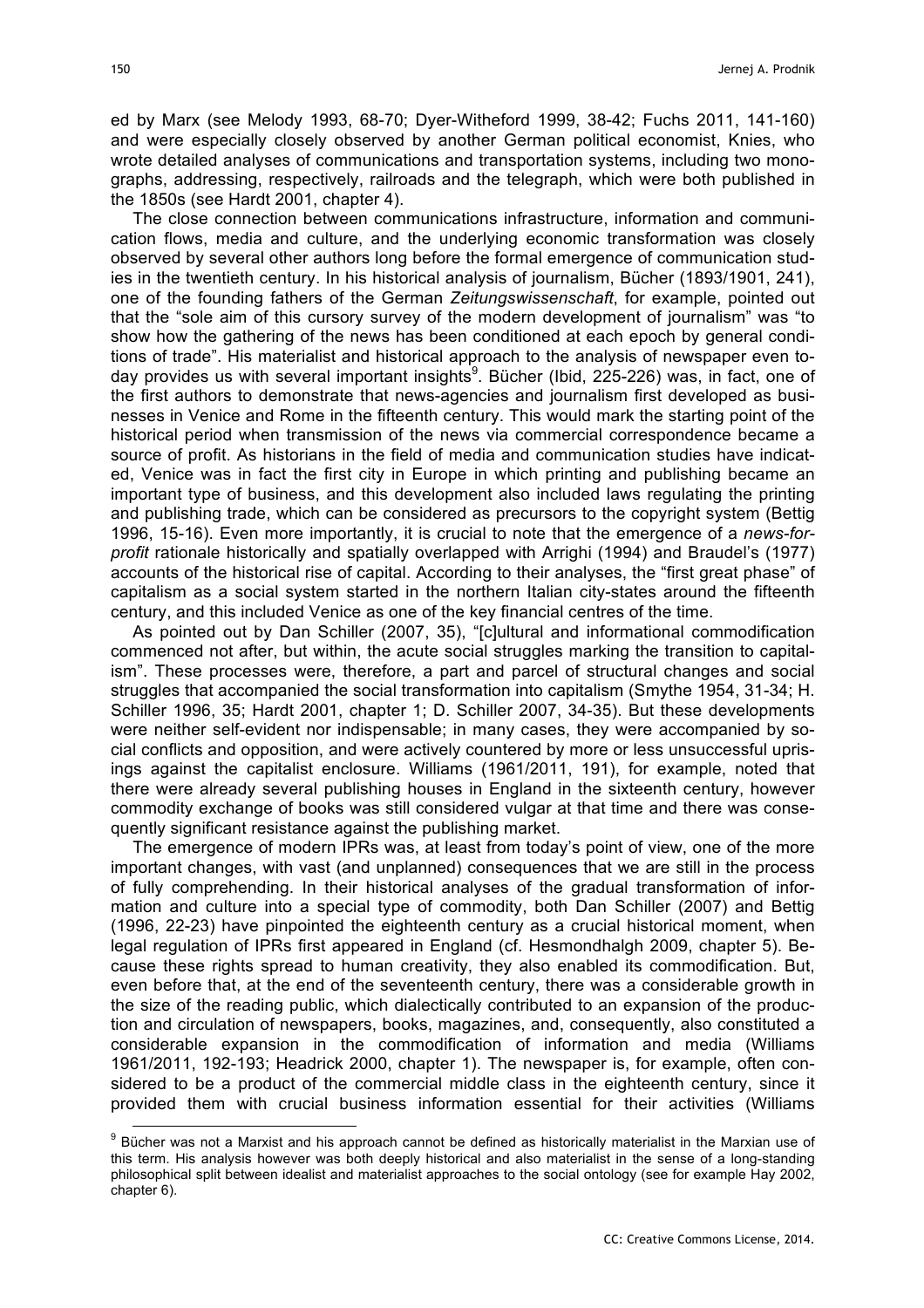ed by Marx (see Melody 1993, 68-70; Dyer-Witheford 1999, 38-42; Fuchs 2011, 141-160) and were especially closely observed by another German political economist, Knies, who wrote detailed analyses of communications and transportation systems, including two monographs, addressing, respectively, railroads and the telegraph, which were both published in the 1850s (see Hardt 2001, chapter 4).

The close connection between communications infrastructure, information and communication flows, media and culture, and the underlying economic transformation was closely observed by several other authors long before the formal emergence of communication studies in the twentieth century. In his historical analysis of journalism, Bücher (1893/1901, 241), one of the founding fathers of the German *Zeitungswissenschaft*, for example, pointed out that the "sole aim of this cursory survey of the modern development of journalism" was "to show how the gathering of the news has been conditioned at each epoch by general conditions of trade". His materialist and historical approach to the analysis of newspaper even today provides us with several important insights[9]. Bücher (Ibid, 225-226) was, in fact, one of the first authors to demonstrate that news-agencies and journalism first developed as businesses in Venice and Rome in the fifteenth century. This would mark the starting point of the historical period when transmission of the news via commercial correspondence became a source of profit. As historians in the field of media and communication studies have indicated, Venice was in fact the first city in Europe in which printing and publishing became an important type of business, and this development also included laws regulating the printing and publishing trade, which can be considered as precursors to the copyright system (Bettig 1996, 15-16). Even more importantly, it is crucial to note that the emergence of a *news-for-profit* rationale historically and spatially overlapped with Arrighi (1994) and Braudel's (1977) accounts of the historical rise of capital. According to their analyses, the "first great phase" of capitalism as a social system started in the northern Italian city-states around the fifteenth century, and this included Venice as one of the key financial centres of the time.

As pointed out by Dan Schiller (2007, 35), "[c]ultural and informational commodification commenced not after, but within, the acute social struggles marking the transition to capitalism". These processes were, therefore, a part and parcel of structural changes and social struggles that accompanied the social transformation into capitalism (Smythe 1954, 31-34; H. Schiller 1996, 35; Hardt 2001, chapter 1; D. Schiller 2007, 34-35). But these developments were neither self-evident nor indispensable; in many cases, they were accompanied by social conflicts and opposition, and were actively countered by more or less unsuccessful uprisings against the capitalist enclosure. Williams (1961/2011, 191), for example, noted that there were already several publishing houses in England in the sixteenth century, however commodity exchange of books was still considered vulgar at that time and there was consequently significant resistance against the publishing market.

The emergence of modern IPRs was, at least from today's point of view, one of the more important changes, with vast (and unplanned) consequences that we are still in the process of fully comprehending. In their historical analyses of the gradual transformation of information and culture into a special type of commodity, both Dan Schiller (2007) and Bettig (1996, 22-23) have pinpointed the eighteenth century as a crucial historical moment, when legal regulation of IPRs first appeared in England (cf. Hesmondhalgh 2009, chapter 5). Because these rights spread to human creativity, they also enabled its commodification. But, even before that, at the end of the seventeenth century, there was a considerable growth in the size of the reading public, which dialectically contributed to an expansion of the production and circulation of newspapers, books, magazines, and, consequently, also constituted a considerable expansion in the commodification of information and media (Williams 1961/2011, 192-193; Headrick 2000, chapter 1). The newspaper is, for example, often considered to be a product of the commercial middle class in the eighteenth century, since it provided them with crucial business information essential for their activities (Williams

[9] Bücher was not a Marxist and his approach cannot be defined as historically materialist in the Marxian use of this term. His analysis however was both deeply historical and also materialist in the sense of a long-standing philosophical split between idealist and materialist approaches to the social ontology (see for example Hay 2002, chapter 6).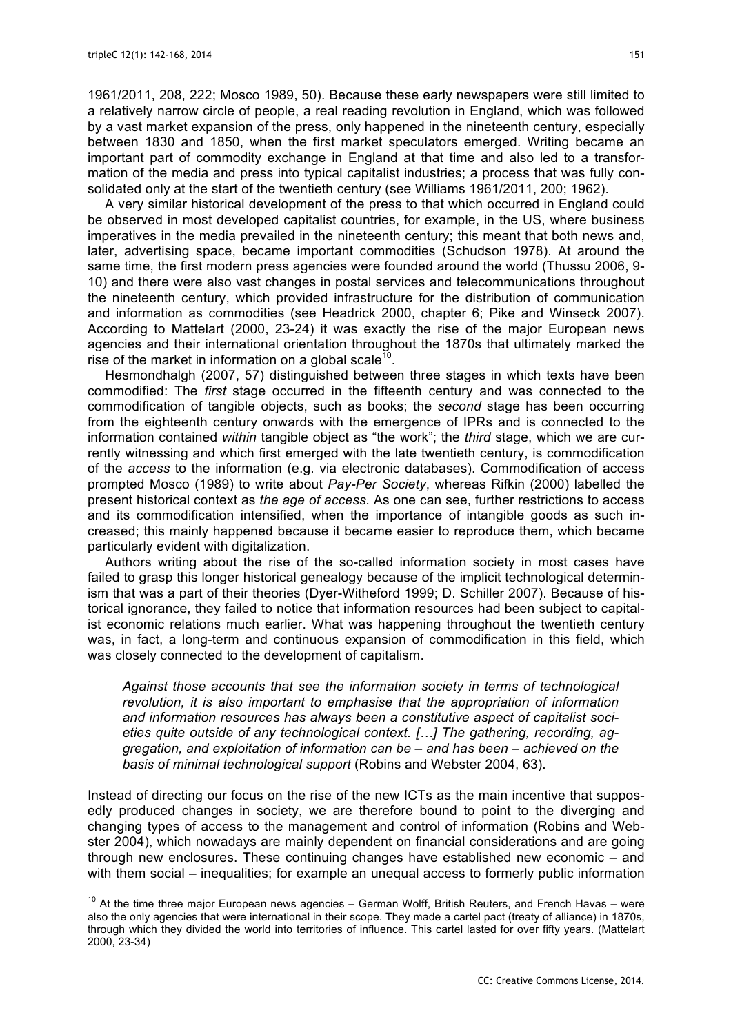1961/2011, 208, 222; Mosco 1989, 50). Because these early newspapers were still limited to a relatively narrow circle of people, a real reading revolution in England, which was followed by a vast market expansion of the press, only happened in the nineteenth century, especially between 1830 and 1850, when the first market speculators emerged. Writing became an important part of commodity exchange in England at that time and also led to a transformation of the media and press into typical capitalist industries; a process that was fully consolidated only at the start of the twentieth century (see Williams 1961/2011, 200; 1962).

A very similar historical development of the press to that which occurred in England could be observed in most developed capitalist countries, for example, in the US, where business imperatives in the media prevailed in the nineteenth century; this meant that both news and, later, advertising space, became important commodities (Schudson 1978). At around the same time, the first modern press agencies were founded around the world (Thussu 2006, 9-10) and there were also vast changes in postal services and telecommunications throughout the nineteenth century, which provided infrastructure for the distribution of communication and information as commodities (see Headrick 2000, chapter 6; Pike and Winseck 2007). According to Mattelart (2000, 23-24) it was exactly the rise of the major European news agencies and their international orientation throughout the 1870s that ultimately marked the rise of the market in information on a global scale[10].

Hesmondhalgh (2007, 57) distinguished between three stages in which texts have been commodified: The *first* stage occurred in the fifteenth century and was connected to the commodification of tangible objects, such as books; the *second* stage has been occurring from the eighteenth century onwards with the emergence of IPRs and is connected to the information contained *within* tangible object as "the work"; the *third* stage, which we are currently witnessing and which first emerged with the late twentieth century, is commodification of the *access* to the information (e.g. via electronic databases). Commodification of access prompted Mosco (1989) to write about *Pay-Per Society*, whereas Rifkin (2000) labelled the present historical context as *the age of access.* As one can see, further restrictions to access and its commodification intensified, when the importance of intangible goods as such increased; this mainly happened because it became easier to reproduce them, which became particularly evident with digitalization.

Authors writing about the rise of the so-called information society in most cases have failed to grasp this longer historical genealogy because of the implicit technological determinism that was a part of their theories (Dyer-Witheford 1999; D. Schiller 2007). Because of historical ignorance, they failed to notice that information resources had been subject to capitalist economic relations much earlier. What was happening throughout the twentieth century was, in fact, a long-term and continuous expansion of commodification in this field, which was closely connected to the development of capitalism.

> *Against those accounts that see the information society in terms of technological revolution, it is also important to emphasise that the appropriation of information and information resources has always been a constitutive aspect of capitalist societies quite outside of any technological context. […] The gathering, recording, aggregation, and exploitation of information can be – and has been – achieved on the basis of minimal technological support* (Robins and Webster 2004, 63).

Instead of directing our focus on the rise of the new ICTs as the main incentive that supposedly produced changes in society, we are therefore bound to point to the diverging and changing types of access to the management and control of information (Robins and Webster 2004), which nowadays are mainly dependent on financial considerations and are going through new enclosures. These continuing changes have established new economic – and with them social – inequalities; for example an unequal access to formerly public information

[10] At the time three major European news agencies – German Wolff, British Reuters, and French Havas – were also the only agencies that were international in their scope. They made a cartel pact (treaty of alliance) in 1870s, through which they divided the world into territories of influence. This cartel lasted for over fifty years. (Mattelart 2000, 23-34)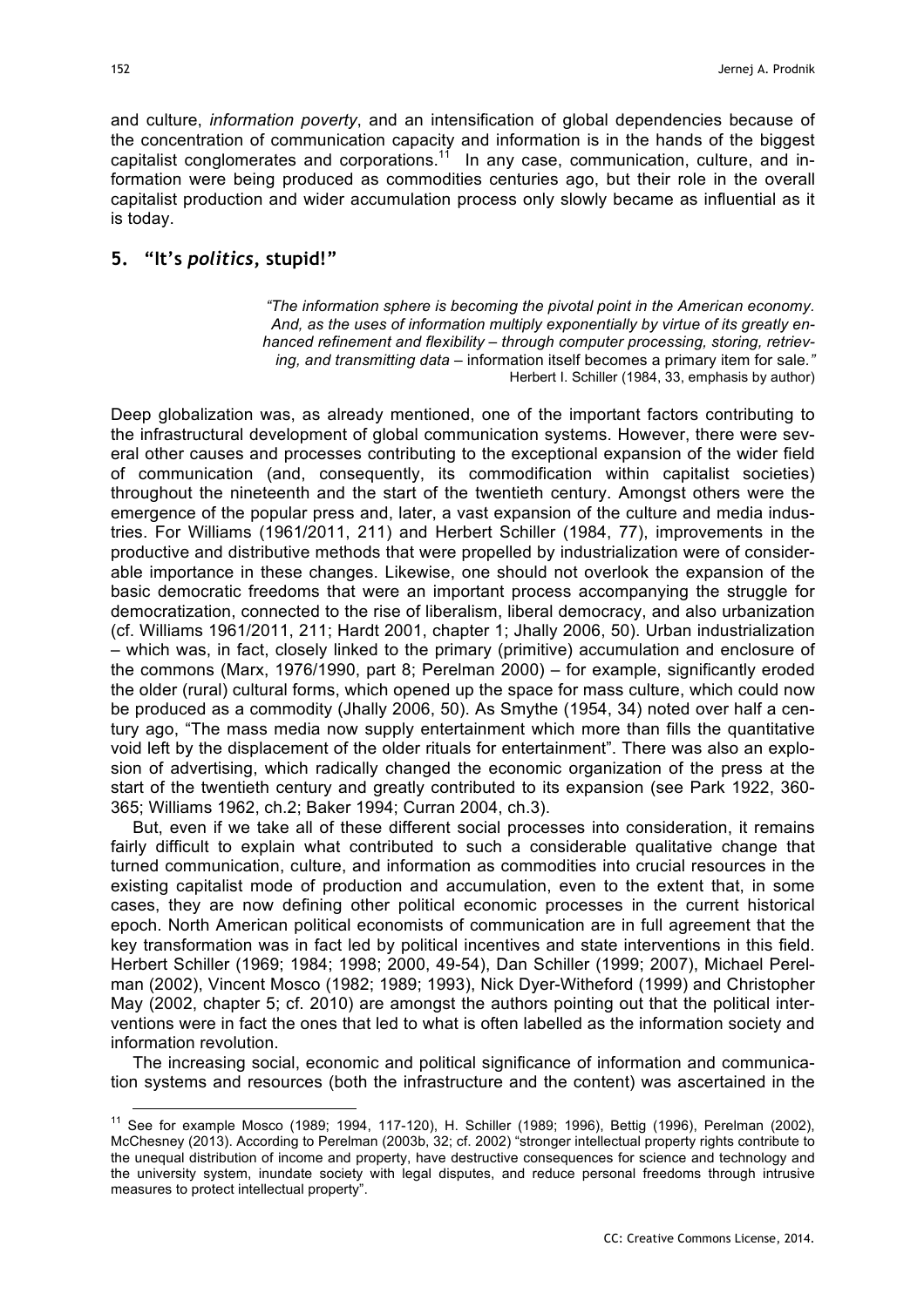and culture, *information poverty*, and an intensification of global dependencies because of the concentration of communication capacity and information is in the hands of the biggest capitalist conglomerates and corporations.[11] In any case, communication, culture, and information were being produced as commodities centuries ago, but their role in the overall capitalist production and wider accumulation process only slowly became as influential as it is today.

## 5. "It's *politics*, stupid!"

> *"The information sphere is becoming the pivotal point in the American economy. And, as the uses of information multiply exponentially by virtue of its greatly enhanced refinement and flexibility – through computer processing, storing, retrieving, and transmitting data* – information itself becomes a primary item for sale.*"*
> Herbert I. Schiller (1984, 33, emphasis by author)

Deep globalization was, as already mentioned, one of the important factors contributing to the infrastructural development of global communication systems. However, there were several other causes and processes contributing to the exceptional expansion of the wider field of communication (and, consequently, its commodification within capitalist societies) throughout the nineteenth and the start of the twentieth century. Amongst others were the emergence of the popular press and, later, a vast expansion of the culture and media industries. For Williams (1961/2011, 211) and Herbert Schiller (1984, 77), improvements in the productive and distributive methods that were propelled by industrialization were of considerable importance in these changes. Likewise, one should not overlook the expansion of the basic democratic freedoms that were an important process accompanying the struggle for democratization, connected to the rise of liberalism, liberal democracy, and also urbanization (cf. Williams 1961/2011, 211; Hardt 2001, chapter 1; Jhally 2006, 50). Urban industrialization – which was, in fact, closely linked to the primary (primitive) accumulation and enclosure of the commons (Marx, 1976/1990, part 8; Perelman 2000) – for example, significantly eroded the older (rural) cultural forms, which opened up the space for mass culture, which could now be produced as a commodity (Jhally 2006, 50). As Smythe (1954, 34) noted over half a century ago, "The mass media now supply entertainment which more than fills the quantitative void left by the displacement of the older rituals for entertainment". There was also an explosion of advertising, which radically changed the economic organization of the press at the start of the twentieth century and greatly contributed to its expansion (see Park 1922, 360-365; Williams 1962, ch.2; Baker 1994; Curran 2004, ch.3).

But, even if we take all of these different social processes into consideration, it remains fairly difficult to explain what contributed to such a considerable qualitative change that turned communication, culture, and information as commodities into crucial resources in the existing capitalist mode of production and accumulation, even to the extent that, in some cases, they are now defining other political economic processes in the current historical epoch. North American political economists of communication are in full agreement that the key transformation was in fact led by political incentives and state interventions in this field. Herbert Schiller (1969; 1984; 1998; 2000, 49-54), Dan Schiller (1999; 2007), Michael Perelman (2002), Vincent Mosco (1982; 1989; 1993), Nick Dyer-Witheford (1999) and Christopher May (2002, chapter 5; cf. 2010) are amongst the authors pointing out that the political interventions were in fact the ones that led to what is often labelled as the information society and information revolution.

The increasing social, economic and political significance of information and communication systems and resources (both the infrastructure and the content) was ascertained in the

---

[11] See for example Mosco (1989; 1994, 117-120), H. Schiller (1989; 1996), Bettig (1996), Perelman (2002), McChesney (2013). According to Perelman (2003b, 32; cf. 2002) "stronger intellectual property rights contribute to the unequal distribution of income and property, have destructive consequences for science and technology and the university system, inundate society with legal disputes, and reduce personal freedoms through intrusive measures to protect intellectual property".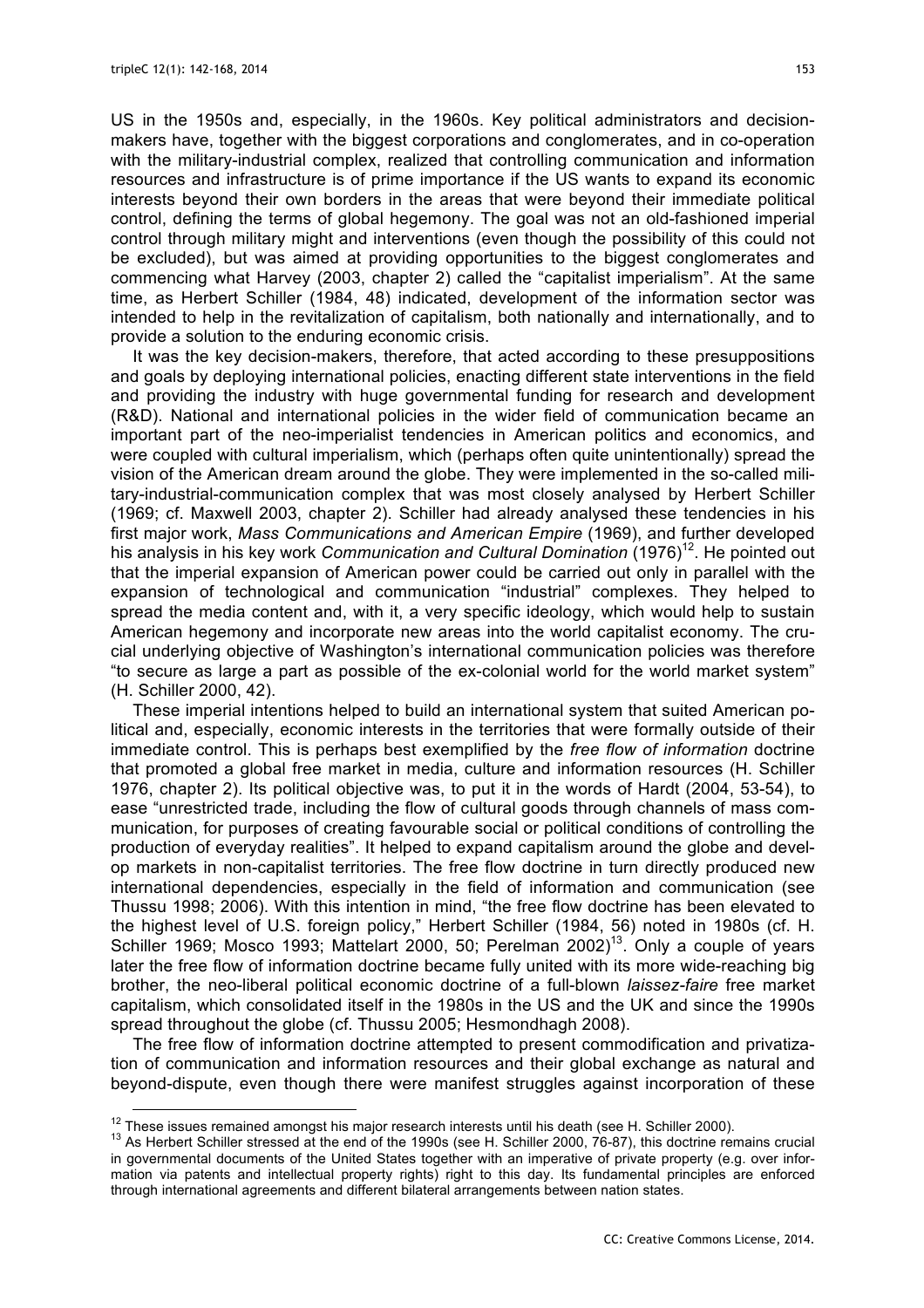US in the 1950s and, especially, in the 1960s. Key political administrators and decision-makers have, together with the biggest corporations and conglomerates, and in co-operation with the military-industrial complex, realized that controlling communication and information resources and infrastructure is of prime importance if the US wants to expand its economic interests beyond their own borders in the areas that were beyond their immediate political control, defining the terms of global hegemony. The goal was not an old-fashioned imperial control through military might and interventions (even though the possibility of this could not be excluded), but was aimed at providing opportunities to the biggest conglomerates and commencing what Harvey (2003, chapter 2) called the "capitalist imperialism". At the same time, as Herbert Schiller (1984, 48) indicated, development of the information sector was intended to help in the revitalization of capitalism, both nationally and internationally, and to provide a solution to the enduring economic crisis.

It was the key decision-makers, therefore, that acted according to these presuppositions and goals by deploying international policies, enacting different state interventions in the field and providing the industry with huge governmental funding for research and development (R&D). National and international policies in the wider field of communication became an important part of the neo-imperialist tendencies in American politics and economics, and were coupled with cultural imperialism, which (perhaps often quite unintentionally) spread the vision of the American dream around the globe. They were implemented in the so-called military-industrial-communication complex that was most closely analysed by Herbert Schiller (1969; cf. Maxwell 2003, chapter 2). Schiller had already analysed these tendencies in his first major work, *Mass Communications and American Empire* (1969), and further developed his analysis in his key work *Communication and Cultural Domination* (1976)[12]. He pointed out that the imperial expansion of American power could be carried out only in parallel with the expansion of technological and communication "industrial" complexes. They helped to spread the media content and, with it, a very specific ideology, which would help to sustain American hegemony and incorporate new areas into the world capitalist economy. The crucial underlying objective of Washington's international communication policies was therefore "to secure as large a part as possible of the ex-colonial world for the world market system" (H. Schiller 2000, 42).

These imperial intentions helped to build an international system that suited American political and, especially, economic interests in the territories that were formally outside of their immediate control. This is perhaps best exemplified by the *free flow of information* doctrine that promoted a global free market in media, culture and information resources (H. Schiller 1976, chapter 2). Its political objective was, to put it in the words of Hardt (2004, 53-54), to ease "unrestricted trade, including the flow of cultural goods through channels of mass communication, for purposes of creating favourable social or political conditions of controlling the production of everyday realities". It helped to expand capitalism around the globe and develop markets in non-capitalist territories. The free flow doctrine in turn directly produced new international dependencies, especially in the field of information and communication (see Thussu 1998; 2006). With this intention in mind, "the free flow doctrine has been elevated to the highest level of U.S. foreign policy," Herbert Schiller (1984, 56) noted in 1980s (cf. H. Schiller 1969; Mosco 1993; Mattelart 2000, 50; Perelman 2002)[13]. Only a couple of years later the free flow of information doctrine became fully united with its more wide-reaching big brother, the neo-liberal political economic doctrine of a full-blown *laissez-faire* free market capitalism, which consolidated itself in the 1980s in the US and the UK and since the 1990s spread throughout the globe (cf. Thussu 2005; Hesmondhagh 2008).

The free flow of information doctrine attempted to present commodification and privatization of communication and information resources and their global exchange as natural and beyond-dispute, even though there were manifest struggles against incorporation of these

[12] These issues remained amongst his major research interests until his death (see H. Schiller 2000).

[13] As Herbert Schiller stressed at the end of the 1990s (see H. Schiller 2000, 76-87), this doctrine remains crucial in governmental documents of the United States together with an imperative of private property (e.g. over information via patents and intellectual property rights) right to this day. Its fundamental principles are enforced through international agreements and different bilateral arrangements between nation states.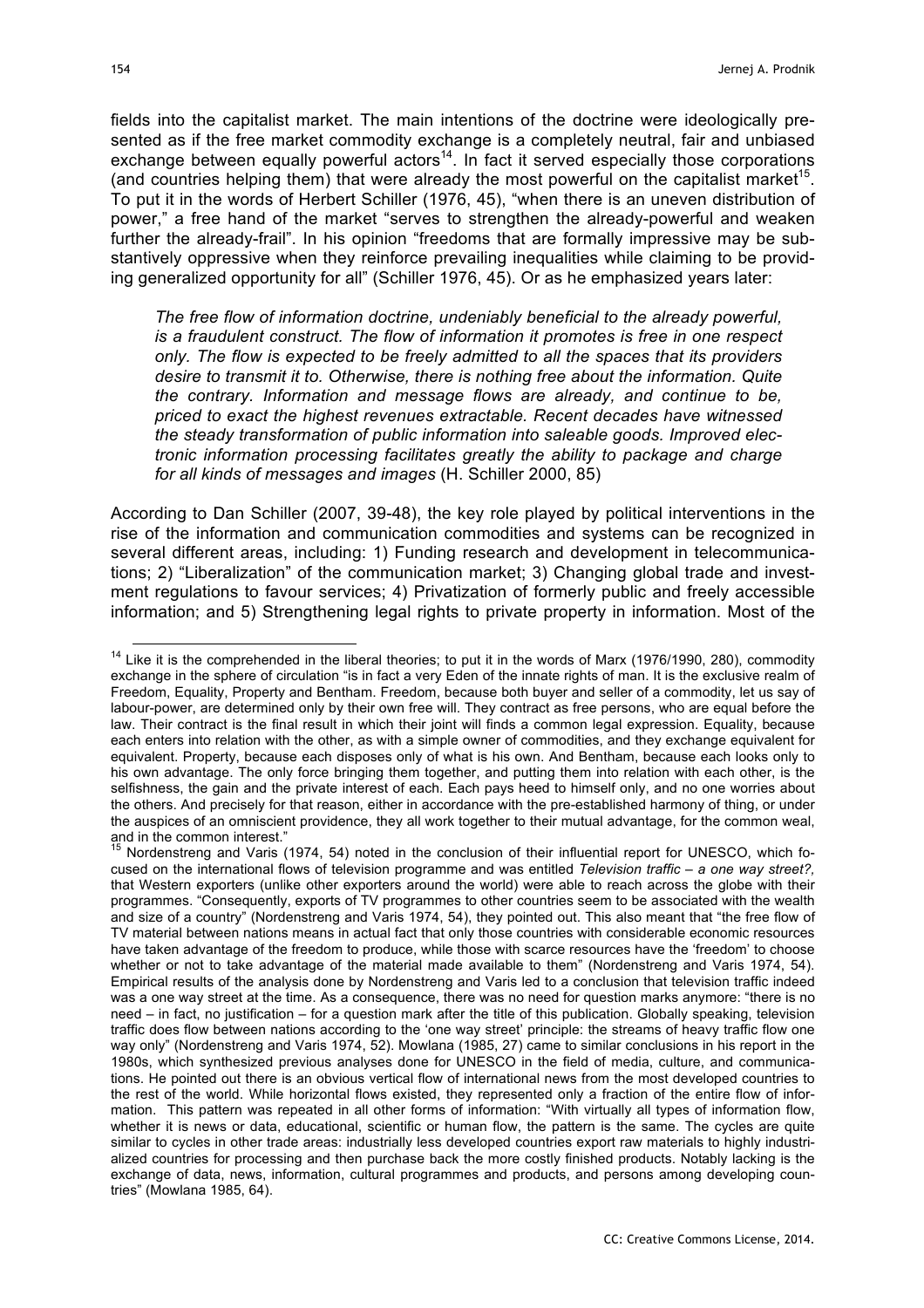fields into the capitalist market. The main intentions of the doctrine were ideologically presented as if the free market commodity exchange is a completely neutral, fair and unbiased exchange between equally powerful actors[14]. In fact it served especially those corporations (and countries helping them) that were already the most powerful on the capitalist market[15]. To put it in the words of Herbert Schiller (1976, 45), "when there is an uneven distribution of power," a free hand of the market "serves to strengthen the already-powerful and weaken further the already-frail". In his opinion "freedoms that are formally impressive may be substantively oppressive when they reinforce prevailing inequalities while claiming to be providing generalized opportunity for all" (Schiller 1976, 45). Or as he emphasized years later:

> *The free flow of information doctrine, undeniably beneficial to the already powerful, is a fraudulent construct. The flow of information it promotes is free in one respect only. The flow is expected to be freely admitted to all the spaces that its providers desire to transmit it to. Otherwise, there is nothing free about the information. Quite the contrary. Information and message flows are already, and continue to be, priced to exact the highest revenues extractable. Recent decades have witnessed the steady transformation of public information into saleable goods. Improved electronic information processing facilitates greatly the ability to package and charge for all kinds of messages and images* (H. Schiller 2000, 85)

According to Dan Schiller (2007, 39-48), the key role played by political interventions in the rise of the information and communication commodities and systems can be recognized in several different areas, including: 1) Funding research and development in telecommunications; 2) "Liberalization" of the communication market; 3) Changing global trade and investment regulations to favour services; 4) Privatization of formerly public and freely accessible information; and 5) Strengthening legal rights to private property in information. Most of the

---

[14] Like it is the comprehended in the liberal theories; to put it in the words of Marx (1976/1990, 280), commodity exchange in the sphere of circulation "is in fact a very Eden of the innate rights of man. It is the exclusive realm of Freedom, Equality, Property and Bentham. Freedom, because both buyer and seller of a commodity, let us say of labour-power, are determined only by their own free will. They contract as free persons, who are equal before the law. Their contract is the final result in which their joint will finds a common legal expression. Equality, because each enters into relation with the other, as with a simple owner of commodities, and they exchange equivalent for equivalent. Property, because each disposes only of what is his own. And Bentham, because each looks only to his own advantage. The only force bringing them together, and putting them into relation with each other, is the selfishness, the gain and the private interest of each. Each pays heed to himself only, and no one worries about the others. And precisely for that reason, either in accordance with the pre-established harmony of thing, or under the auspices of an omniscient providence, they all work together to their mutual advantage, for the common weal, and in the common interest."

[15] Nordenstreng and Varis (1974, 54) noted in the conclusion of their influential report for UNESCO, which focused on the international flows of television programme and was entitled *Television traffic – a one way street?,* that Western exporters (unlike other exporters around the world) were able to reach across the globe with their programmes. "Consequently, exports of TV programmes to other countries seem to be associated with the wealth and size of a country" (Nordenstreng and Varis 1974, 54), they pointed out. This also meant that "the free flow of TV material between nations means in actual fact that only those countries with considerable economic resources have taken advantage of the freedom to produce, while those with scarce resources have the 'freedom' to choose whether or not to take advantage of the material made available to them" (Nordenstreng and Varis 1974, 54). Empirical results of the analysis done by Nordenstreng and Varis led to a conclusion that television traffic indeed was a one way street at the time. As a consequence, there was no need for question marks anymore: "there is no need – in fact, no justification – for a question mark after the title of this publication. Globally speaking, television traffic does flow between nations according to the 'one way street' principle: the streams of heavy traffic flow one way only" (Nordenstreng and Varis 1974, 52). Mowlana (1985, 27) came to similar conclusions in his report in the 1980s, which synthesized previous analyses done for UNESCO in the field of media, culture, and communications. He pointed out there is an obvious vertical flow of international news from the most developed countries to the rest of the world. While horizontal flows existed, they represented only a fraction of the entire flow of information. This pattern was repeated in all other forms of information: "With virtually all types of information flow, whether it is news or data, educational, scientific or human flow, the pattern is the same. The cycles are quite similar to cycles in other trade areas: industrially less developed countries export raw materials to highly industrialized countries for processing and then purchase back the more costly finished products. Notably lacking is the exchange of data, news, information, cultural programmes and products, and persons among developing countries" (Mowlana 1985, 64).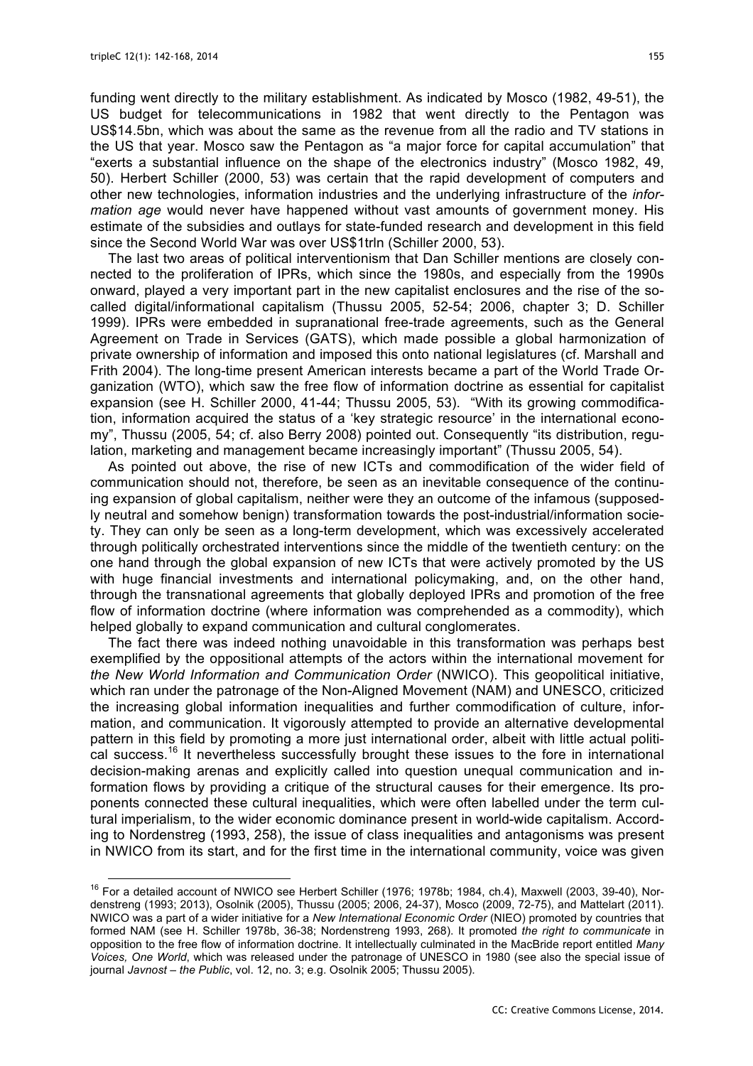funding went directly to the military establishment. As indicated by Mosco (1982, 49-51), the US budget for telecommunications in 1982 that went directly to the Pentagon was US$14.5bn, which was about the same as the revenue from all the radio and TV stations in the US that year. Mosco saw the Pentagon as "a major force for capital accumulation" that "exerts a substantial influence on the shape of the electronics industry" (Mosco 1982, 49, 50). Herbert Schiller (2000, 53) was certain that the rapid development of computers and other new technologies, information industries and the underlying infrastructure of the *information age* would never have happened without vast amounts of government money. His estimate of the subsidies and outlays for state-funded research and development in this field since the Second World War was over US$1trln (Schiller 2000, 53).

The last two areas of political interventionism that Dan Schiller mentions are closely connected to the proliferation of IPRs, which since the 1980s, and especially from the 1990s onward, played a very important part in the new capitalist enclosures and the rise of the so-called digital/informational capitalism (Thussu 2005, 52-54; 2006, chapter 3; D. Schiller 1999). IPRs were embedded in supranational free-trade agreements, such as the General Agreement on Trade in Services (GATS), which made possible a global harmonization of private ownership of information and imposed this onto national legislatures (cf. Marshall and Frith 2004). The long-time present American interests became a part of the World Trade Organization (WTO), which saw the free flow of information doctrine as essential for capitalist expansion (see H. Schiller 2000, 41-44; Thussu 2005, 53). "With its growing commodification, information acquired the status of a 'key strategic resource' in the international economy", Thussu (2005, 54; cf. also Berry 2008) pointed out. Consequently "its distribution, regulation, marketing and management became increasingly important" (Thussu 2005, 54).

As pointed out above, the rise of new ICTs and commodification of the wider field of communication should not, therefore, be seen as an inevitable consequence of the continuing expansion of global capitalism, neither were they an outcome of the infamous (supposedly neutral and somehow benign) transformation towards the post-industrial/information society. They can only be seen as a long-term development, which was excessively accelerated through politically orchestrated interventions since the middle of the twentieth century: on the one hand through the global expansion of new ICTs that were actively promoted by the US with huge financial investments and international policymaking, and, on the other hand, through the transnational agreements that globally deployed IPRs and promotion of the free flow of information doctrine (where information was comprehended as a commodity), which helped globally to expand communication and cultural conglomerates.

The fact there was indeed nothing unavoidable in this transformation was perhaps best exemplified by the oppositional attempts of the actors within the international movement for *the New World Information and Communication Order* (NWICO). This geopolitical initiative, which ran under the patronage of the Non-Aligned Movement (NAM) and UNESCO, criticized the increasing global information inequalities and further commodification of culture, information, and communication. It vigorously attempted to provide an alternative developmental pattern in this field by promoting a more just international order, albeit with little actual political success.[16] It nevertheless successfully brought these issues to the fore in international decision-making arenas and explicitly called into question unequal communication and information flows by providing a critique of the structural causes for their emergence. Its proponents connected these cultural inequalities, which were often labelled under the term cultural imperialism, to the wider economic dominance present in world-wide capitalism. According to Nordenstreg (1993, 258), the issue of class inequalities and antagonisms was present in NWICO from its start, and for the first time in the international community, voice was given

[16] For a detailed account of NWICO see Herbert Schiller (1976; 1978b; 1984, ch.4), Maxwell (2003, 39-40), Nordenstreng (1993; 2013), Osolnik (2005), Thussu (2005; 2006, 24-37), Mosco (2009, 72-75), and Mattelart (2011). NWICO was a part of a wider initiative for a *New International Economic Order* (NIEO) promoted by countries that formed NAM (see H. Schiller 1978b, 36-38; Nordenstreng 1993, 268). It promoted *the right to communicate* in opposition to the free flow of information doctrine. It intellectually culminated in the MacBride report entitled *Many Voices, One World*, which was released under the patronage of UNESCO in 1980 (see also the special issue of journal *Javnost – the Public*, vol. 12, no. 3; e.g. Osolnik 2005; Thussu 2005).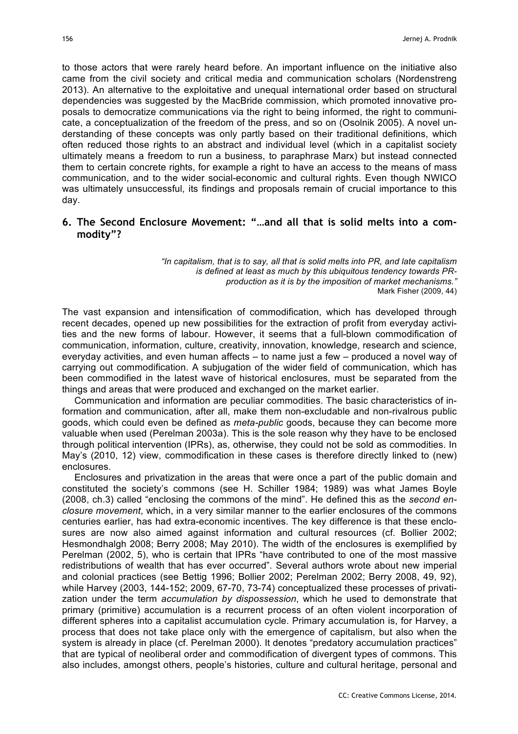to those actors that were rarely heard before. An important influence on the initiative also came from the civil society and critical media and communication scholars (Nordenstreng 2013). An alternative to the exploitative and unequal international order based on structural dependencies was suggested by the MacBride commission, which promoted innovative proposals to democratize communications via the right to being informed, the right to communicate, a conceptualization of the freedom of the press, and so on (Osolnik 2005). A novel understanding of these concepts was only partly based on their traditional definitions, which often reduced those rights to an abstract and individual level (which in a capitalist society ultimately means a freedom to run a business, to paraphrase Marx) but instead connected them to certain concrete rights, for example a right to have an access to the means of mass communication, and to the wider social-economic and cultural rights. Even though NWICO was ultimately unsuccessful, its findings and proposals remain of crucial importance to this day.

## 6. The Second Enclosure Movement: "…and all that is solid melts into a commodity"?

> *"In capitalism, that is to say, all that is solid melts into PR, and late capitalism is defined at least as much by this ubiquitous tendency towards PR-production as it is by the imposition of market mechanisms."*
> Mark Fisher (2009, 44)

The vast expansion and intensification of commodification, which has developed through recent decades, opened up new possibilities for the extraction of profit from everyday activities and the new forms of labour. However, it seems that a full-blown commodification of communication, information, culture, creativity, innovation, knowledge, research and science, everyday activities, and even human affects – to name just a few – produced a novel way of carrying out commodification. A subjugation of the wider field of communication, which has been commodified in the latest wave of historical enclosures, must be separated from the things and areas that were produced and exchanged on the market earlier.

Communication and information are peculiar commodities. The basic characteristics of information and communication, after all, make them non-excludable and non-rivalrous public goods, which could even be defined as *meta-public* goods, because they can become more valuable when used (Perelman 2003a). This is the sole reason why they have to be enclosed through political intervention (IPRs), as, otherwise, they could not be sold as commodities. In May's (2010, 12) view, commodification in these cases is therefore directly linked to (new) enclosures.

Enclosures and privatization in the areas that were once a part of the public domain and constituted the society's commons (see H. Schiller 1984; 1989) was what James Boyle (2008, ch.3) called "enclosing the commons of the mind". He defined this as the *second enclosure movement*, which, in a very similar manner to the earlier enclosures of the commons centuries earlier, has had extra-economic incentives. The key difference is that these enclosures are now also aimed against information and cultural resources (cf. Bollier 2002; Hesmondhalgh 2008; Berry 2008; May 2010). The width of the enclosures is exemplified by Perelman (2002, 5), who is certain that IPRs "have contributed to one of the most massive redistributions of wealth that has ever occurred". Several authors wrote about new imperial and colonial practices (see Bettig 1996; Bollier 2002; Perelman 2002; Berry 2008, 49, 92), while Harvey (2003, 144-152; 2009, 67-70, 73-74) conceptualized these processes of privatization under the term *accumulation by dispossession*, which he used to demonstrate that primary (primitive) accumulation is a recurrent process of an often violent incorporation of different spheres into a capitalist accumulation cycle. Primary accumulation is, for Harvey, a process that does not take place only with the emergence of capitalism, but also when the system is already in place (cf. Perelman 2000). It denotes "predatory accumulation practices" that are typical of neoliberal order and commodification of divergent types of commons. This also includes, amongst others, people's histories, culture and cultural heritage, personal and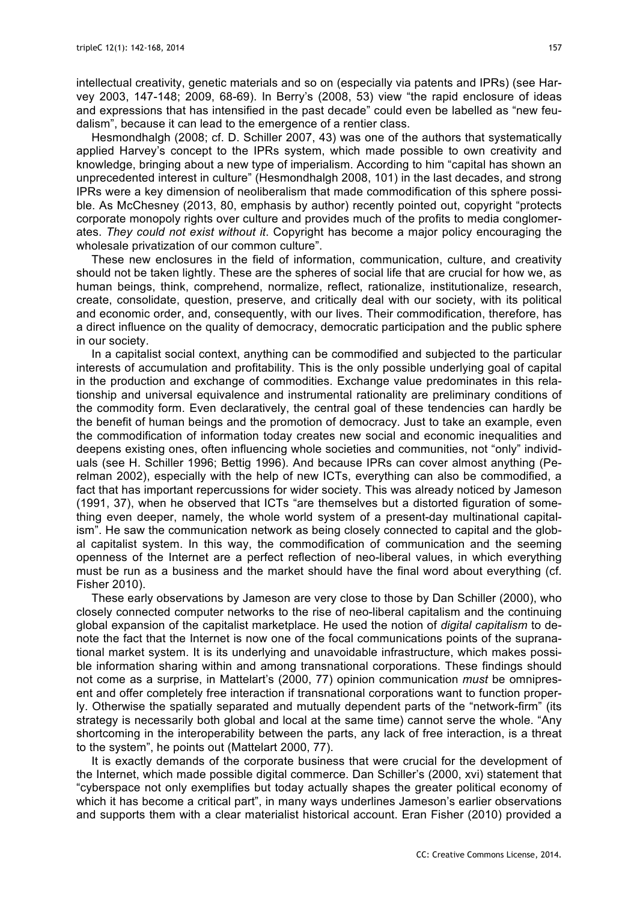intellectual creativity, genetic materials and so on (especially via patents and IPRs) (see Harvey 2003, 147-148; 2009, 68-69). In Berry's (2008, 53) view "the rapid enclosure of ideas and expressions that has intensified in the past decade" could even be labelled as "new feudalism", because it can lead to the emergence of a rentier class.

Hesmondhalgh (2008; cf. D. Schiller 2007, 43) was one of the authors that systematically applied Harvey's concept to the IPRs system, which made possible to own creativity and knowledge, bringing about a new type of imperialism. According to him "capital has shown an unprecedented interest in culture" (Hesmondhalgh 2008, 101) in the last decades, and strong IPRs were a key dimension of neoliberalism that made commodification of this sphere possible. As McChesney (2013, 80, emphasis by author) recently pointed out, copyright "protects corporate monopoly rights over culture and provides much of the profits to media conglomerates. *They could not exist without it*. Copyright has become a major policy encouraging the wholesale privatization of our common culture".

These new enclosures in the field of information, communication, culture, and creativity should not be taken lightly. These are the spheres of social life that are crucial for how we, as human beings, think, comprehend, normalize, reflect, rationalize, institutionalize, research, create, consolidate, question, preserve, and critically deal with our society, with its political and economic order, and, consequently, with our lives. Their commodification, therefore, has a direct influence on the quality of democracy, democratic participation and the public sphere in our society.

In a capitalist social context, anything can be commodified and subjected to the particular interests of accumulation and profitability. This is the only possible underlying goal of capital in the production and exchange of commodities. Exchange value predominates in this relationship and universal equivalence and instrumental rationality are preliminary conditions of the commodity form. Even declaratively, the central goal of these tendencies can hardly be the benefit of human beings and the promotion of democracy. Just to take an example, even the commodification of information today creates new social and economic inequalities and deepens existing ones, often influencing whole societies and communities, not "only" individuals (see H. Schiller 1996; Bettig 1996). And because IPRs can cover almost anything (Perelman 2002), especially with the help of new ICTs, everything can also be commodified, a fact that has important repercussions for wider society. This was already noticed by Jameson (1991, 37), when he observed that ICTs "are themselves but a distorted figuration of something even deeper, namely, the whole world system of a present-day multinational capitalism". He saw the communication network as being closely connected to capital and the global capitalist system. In this way, the commodification of communication and the seeming openness of the Internet are a perfect reflection of neo-liberal values, in which everything must be run as a business and the market should have the final word about everything (cf. Fisher 2010).

These early observations by Jameson are very close to those by Dan Schiller (2000), who closely connected computer networks to the rise of neo-liberal capitalism and the continuing global expansion of the capitalist marketplace. He used the notion of *digital capitalism* to denote the fact that the Internet is now one of the focal communications points of the supranational market system. It is its underlying and unavoidable infrastructure, which makes possible information sharing within and among transnational corporations. These findings should not come as a surprise, in Mattelart's (2000, 77) opinion communication *must* be omnipresent and offer completely free interaction if transnational corporations want to function properly. Otherwise the spatially separated and mutually dependent parts of the "network-firm" (its strategy is necessarily both global and local at the same time) cannot serve the whole. "Any shortcoming in the interoperability between the parts, any lack of free interaction, is a threat to the system", he points out (Mattelart 2000, 77).

It is exactly demands of the corporate business that were crucial for the development of the Internet, which made possible digital commerce. Dan Schiller's (2000, xvi) statement that "cyberspace not only exemplifies but today actually shapes the greater political economy of which it has become a critical part", in many ways underlines Jameson's earlier observations and supports them with a clear materialist historical account. Eran Fisher (2010) provided a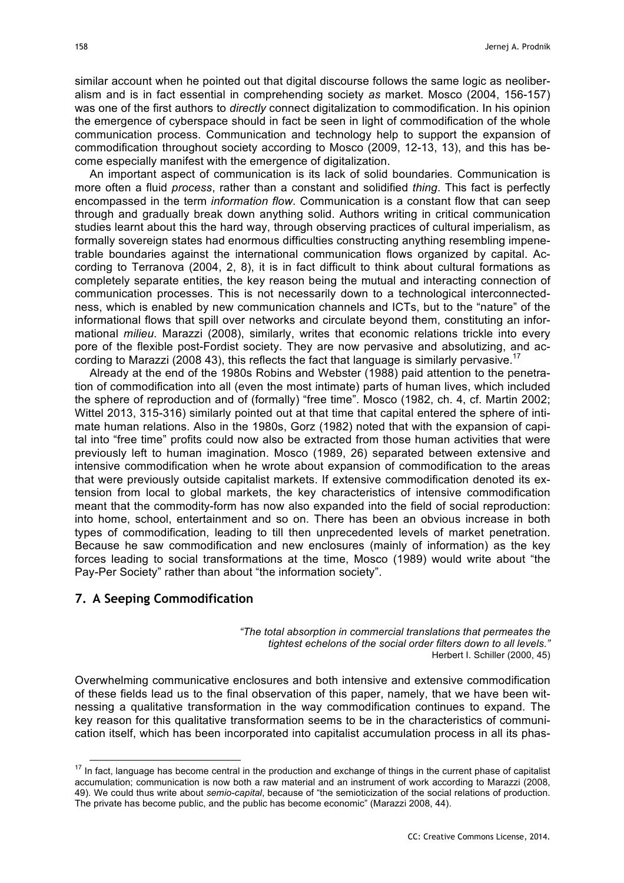similar account when he pointed out that digital discourse follows the same logic as neoliberalism and is in fact essential in comprehending society *as* market. Mosco (2004, 156-157) was one of the first authors to *directly* connect digitalization to commodification. In his opinion the emergence of cyberspace should in fact be seen in light of commodification of the whole communication process. Communication and technology help to support the expansion of commodification throughout society according to Mosco (2009, 12-13, 13), and this has become especially manifest with the emergence of digitalization.

An important aspect of communication is its lack of solid boundaries. Communication is more often a fluid *process*, rather than a constant and solidified *thing*. This fact is perfectly encompassed in the term *information flow*. Communication is a constant flow that can seep through and gradually break down anything solid. Authors writing in critical communication studies learnt about this the hard way, through observing practices of cultural imperialism, as formally sovereign states had enormous difficulties constructing anything resembling impenetrable boundaries against the international communication flows organized by capital. According to Terranova (2004, 2, 8), it is in fact difficult to think about cultural formations as completely separate entities, the key reason being the mutual and interacting connection of communication processes. This is not necessarily down to a technological interconnectedness, which is enabled by new communication channels and ICTs, but to the "nature" of the informational flows that spill over networks and circulate beyond them, constituting an informational *milieu*. Marazzi (2008), similarly, writes that economic relations trickle into every pore of the flexible post-Fordist society. They are now pervasive and absolutizing, and according to Marazzi (2008 43), this reflects the fact that language is similarly pervasive.[17]

Already at the end of the 1980s Robins and Webster (1988) paid attention to the penetration of commodification into all (even the most intimate) parts of human lives, which included the sphere of reproduction and of (formally) "free time". Mosco (1982, ch. 4, cf. Martin 2002; Wittel 2013, 315-316) similarly pointed out at that time that capital entered the sphere of intimate human relations. Also in the 1980s, Gorz (1982) noted that with the expansion of capital into "free time" profits could now also be extracted from those human activities that were previously left to human imagination. Mosco (1989, 26) separated between extensive and intensive commodification when he wrote about expansion of commodification to the areas that were previously outside capitalist markets. If extensive commodification denoted its extension from local to global markets, the key characteristics of intensive commodification meant that the commodity-form has now also expanded into the field of social reproduction: into home, school, entertainment and so on. There has been an obvious increase in both types of commodification, leading to till then unprecedented levels of market penetration. Because he saw commodification and new enclosures (mainly of information) as the key forces leading to social transformations at the time, Mosco (1989) would write about "the Pay-Per Society" rather than about "the information society".

## 7. A Seeping Commodification

> *"The total absorption in commercial translations that permeates the tightest echelons of the social order filters down to all levels."*
> Herbert I. Schiller (2000, 45)

Overwhelming communicative enclosures and both intensive and extensive commodification of these fields lead us to the final observation of this paper, namely, that we have been witnessing a qualitative transformation in the way commodification continues to expand. The key reason for this qualitative transformation seems to be in the characteristics of communication itself, which has been incorporated into capitalist accumulation process in all its phas-

[17] In fact, language has become central in the production and exchange of things in the current phase of capitalist accumulation; communication is now both a raw material and an instrument of work according to Marazzi (2008, 49). We could thus write about *semio-capital*, because of "the semioticization of the social relations of production. The private has become public, and the public has become economic" (Marazzi 2008, 44).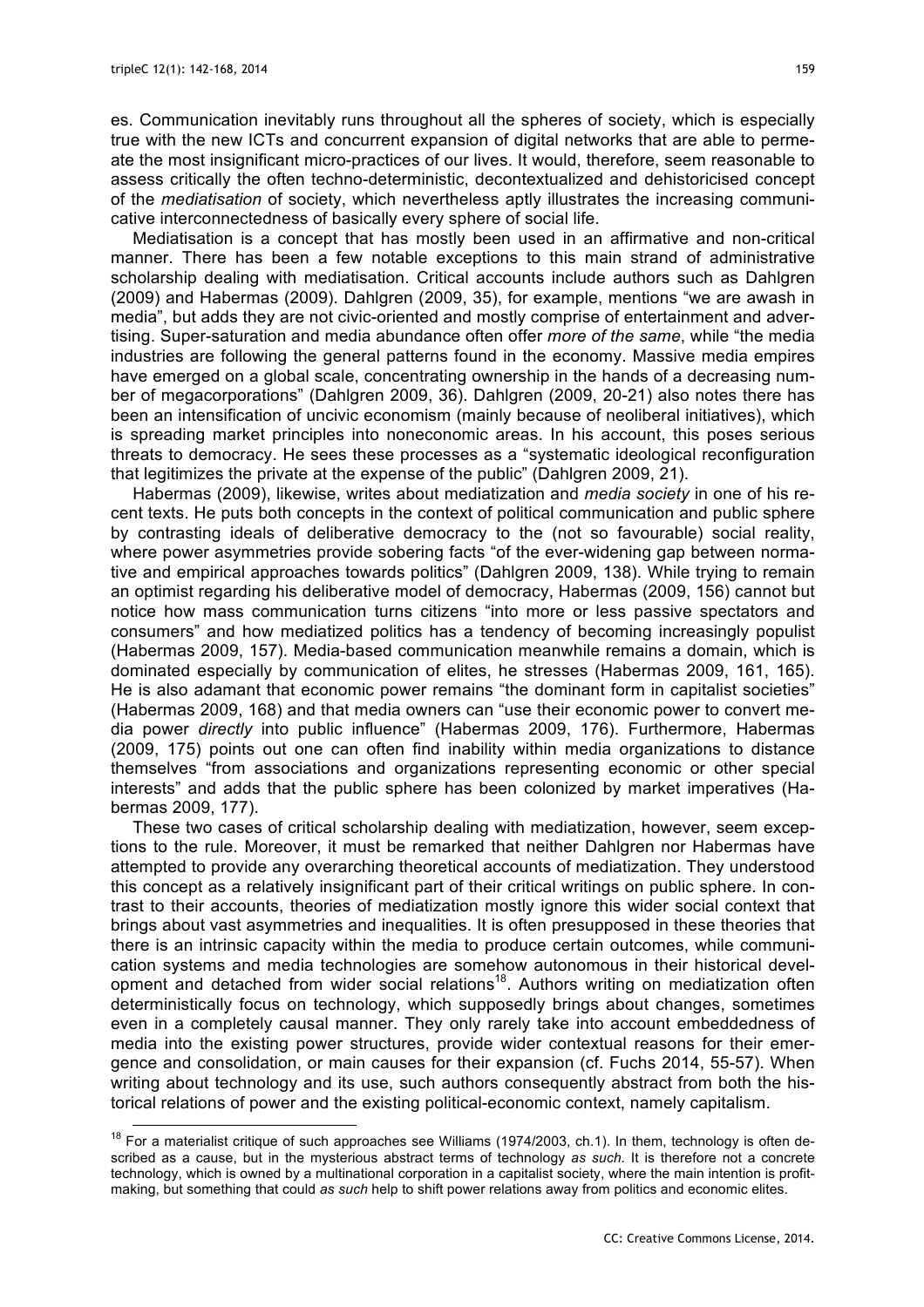es. Communication inevitably runs throughout all the spheres of society, which is especially true with the new ICTs and concurrent expansion of digital networks that are able to permeate the most insignificant micro-practices of our lives. It would, therefore, seem reasonable to assess critically the often techno-deterministic, decontextualized and dehistoricised concept of the *mediatisation* of society, which nevertheless aptly illustrates the increasing communicative interconnectedness of basically every sphere of social life.

Mediatisation is a concept that has mostly been used in an affirmative and non-critical manner. There has been a few notable exceptions to this main strand of administrative scholarship dealing with mediatisation. Critical accounts include authors such as Dahlgren (2009) and Habermas (2009). Dahlgren (2009, 35), for example, mentions "we are awash in media", but adds they are not civic-oriented and mostly comprise of entertainment and advertising. Super-saturation and media abundance often offer *more of the same*, while "the media industries are following the general patterns found in the economy. Massive media empires have emerged on a global scale, concentrating ownership in the hands of a decreasing number of megacorporations" (Dahlgren 2009, 36). Dahlgren (2009, 20-21) also notes there has been an intensification of uncivic economism (mainly because of neoliberal initiatives), which is spreading market principles into noneconomic areas. In his account, this poses serious threats to democracy. He sees these processes as a "systematic ideological reconfiguration that legitimizes the private at the expense of the public" (Dahlgren 2009, 21).

Habermas (2009), likewise, writes about mediatization and *media society* in one of his recent texts. He puts both concepts in the context of political communication and public sphere by contrasting ideals of deliberative democracy to the (not so favourable) social reality, where power asymmetries provide sobering facts "of the ever-widening gap between normative and empirical approaches towards politics" (Dahlgren 2009, 138). While trying to remain an optimist regarding his deliberative model of democracy, Habermas (2009, 156) cannot but notice how mass communication turns citizens "into more or less passive spectators and consumers" and how mediatized politics has a tendency of becoming increasingly populist (Habermas 2009, 157). Media-based communication meanwhile remains a domain, which is dominated especially by communication of elites, he stresses (Habermas 2009, 161, 165). He is also adamant that economic power remains "the dominant form in capitalist societies" (Habermas 2009, 168) and that media owners can "use their economic power to convert media power *directly* into public influence" (Habermas 2009, 176). Furthermore, Habermas (2009, 175) points out one can often find inability within media organizations to distance themselves "from associations and organizations representing economic or other special interests" and adds that the public sphere has been colonized by market imperatives (Habermas 2009, 177).

These two cases of critical scholarship dealing with mediatization, however, seem exceptions to the rule. Moreover, it must be remarked that neither Dahlgren nor Habermas have attempted to provide any overarching theoretical accounts of mediatization. They understood this concept as a relatively insignificant part of their critical writings on public sphere. In contrast to their accounts, theories of mediatization mostly ignore this wider social context that brings about vast asymmetries and inequalities. It is often presupposed in these theories that there is an intrinsic capacity within the media to produce certain outcomes, while communication systems and media technologies are somehow autonomous in their historical development and detached from wider social relations[18]. Authors writing on mediatization often deterministically focus on technology, which supposedly brings about changes, sometimes even in a completely causal manner. They only rarely take into account embeddedness of media into the existing power structures, provide wider contextual reasons for their emergence and consolidation, or main causes for their expansion (cf. Fuchs 2014, 55-57). When writing about technology and its use, such authors consequently abstract from both the historical relations of power and the existing political-economic context, namely capitalism.

[18] For a materialist critique of such approaches see Williams (1974/2003, ch.1). In them, technology is often described as a cause, but in the mysterious abstract terms of technology *as such*. It is therefore not a concrete technology, which is owned by a multinational corporation in a capitalist society, where the main intention is profit-making, but something that could *as such* help to shift power relations away from politics and economic elites.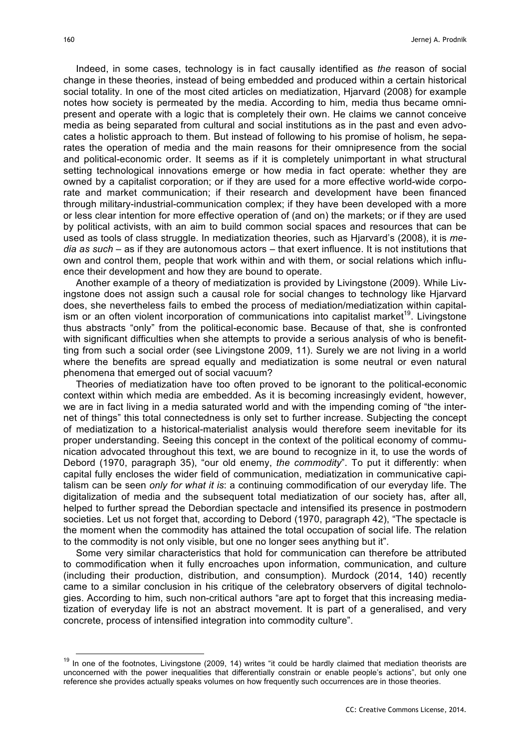Indeed, in some cases, technology is in fact causally identified as *the* reason of social change in these theories, instead of being embedded and produced within a certain historical social totality. In one of the most cited articles on mediatization, Hjarvard (2008) for example notes how society is permeated by the media. According to him, media thus became omnipresent and operate with a logic that is completely their own. He claims we cannot conceive media as being separated from cultural and social institutions as in the past and even advocates a holistic approach to them. But instead of following to his promise of holism, he separates the operation of media and the main reasons for their omnipresence from the social and political-economic order. It seems as if it is completely unimportant in what structural setting technological innovations emerge or how media in fact operate: whether they are owned by a capitalist corporation; or if they are used for a more effective world-wide corporate and market communication; if their research and development have been financed through military-industrial-communication complex; if they have been developed with a more or less clear intention for more effective operation of (and on) the markets; or if they are used by political activists, with an aim to build common social spaces and resources that can be used as tools of class struggle. In mediatization theories, such as Hjarvard's (2008), it is *media as such* – as if they are autonomous actors – that exert influence. It is not institutions that own and control them, people that work within and with them, or social relations which influence their development and how they are bound to operate.

Another example of a theory of mediatization is provided by Livingstone (2009). While Livingstone does not assign such a causal role for social changes to technology like Hjarvard does, she nevertheless fails to embed the process of mediation/mediatization within capitalism or an often violent incorporation of communications into capitalist market[19]. Livingstone thus abstracts "only" from the political-economic base. Because of that, she is confronted with significant difficulties when she attempts to provide a serious analysis of who is benefitting from such a social order (see Livingstone 2009, 11). Surely we are not living in a world where the benefits are spread equally and mediatization is some neutral or even natural phenomena that emerged out of social vacuum?

Theories of mediatization have too often proved to be ignorant to the political-economic context within which media are embedded. As it is becoming increasingly evident, however, we are in fact living in a media saturated world and with the impending coming of "the internet of things" this total connectedness is only set to further increase. Subjecting the concept of mediatization to a historical-materialist analysis would therefore seem inevitable for its proper understanding. Seeing this concept in the context of the political economy of communication advocated throughout this text, we are bound to recognize in it, to use the words of Debord (1970, paragraph 35), "our old enemy, *the commodity*". To put it differently: when capital fully encloses the wider field of communication, mediatization in communicative capitalism can be seen *only for what it is*: a continuing commodification of our everyday life. The digitalization of media and the subsequent total mediatization of our society has, after all, helped to further spread the Debordian spectacle and intensified its presence in postmodern societies. Let us not forget that, according to Debord (1970, paragraph 42), "The spectacle is the moment when the commodity has attained the total occupation of social life. The relation to the commodity is not only visible, but one no longer sees anything but it".

Some very similar characteristics that hold for communication can therefore be attributed to commodification when it fully encroaches upon information, communication, and culture (including their production, distribution, and consumption). Murdock (2014, 140) recently came to a similar conclusion in his critique of the celebratory observers of digital technologies. According to him, such non-critical authors "are apt to forget that this increasing mediatization of everyday life is not an abstract movement. It is part of a generalised, and very concrete, process of intensified integration into commodity culture".

---

[19] In one of the footnotes, Livingstone (2009, 14) writes "it could be hardly claimed that mediation theorists are unconcerned with the power inequalities that differentially constrain or enable people's actions", but only one reference she provides actually speaks volumes on how frequently such occurrences are in those theories.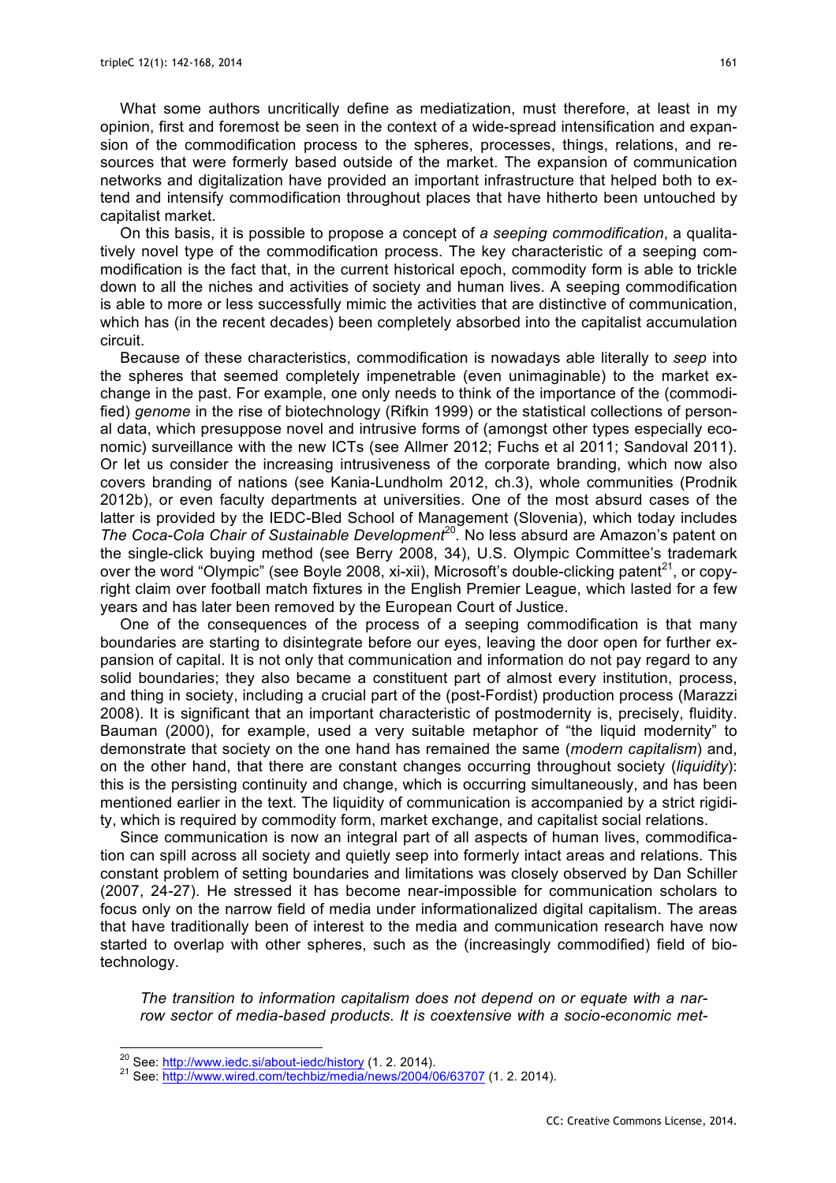What some authors uncritically define as mediatization, must therefore, at least in my opinion, first and foremost be seen in the context of a wide-spread intensification and expansion of the commodification process to the spheres, processes, things, relations, and resources that were formerly based outside of the market. The expansion of communication networks and digitalization have provided an important infrastructure that helped both to extend and intensify commodification throughout places that have hitherto been untouched by capitalist market.

On this basis, it is possible to propose a concept of *a seeping commodification*, a qualitatively novel type of the commodification process. The key characteristic of a seeping commodification is the fact that, in the current historical epoch, commodity form is able to trickle down to all the niches and activities of society and human lives. A seeping commodification is able to more or less successfully mimic the activities that are distinctive of communication, which has (in the recent decades) been completely absorbed into the capitalist accumulation circuit.

Because of these characteristics, commodification is nowadays able literally to *seep* into the spheres that seemed completely impenetrable (even unimaginable) to the market exchange in the past. For example, one only needs to think of the importance of the (commodified) *genome* in the rise of biotechnology (Rifkin 1999) or the statistical collections of personal data, which presuppose novel and intrusive forms of (amongst other types especially economic) surveillance with the new ICTs (see Allmer 2012; Fuchs et al 2011; Sandoval 2011). Or let us consider the increasing intrusiveness of the corporate branding, which now also covers branding of nations (see Kania-Lundholm 2012, ch.3), whole communities (Prodnik 2012b), or even faculty departments at universities. One of the most absurd cases of the latter is provided by the IEDC-Bled School of Management (Slovenia), which today includes *The Coca-Cola Chair of Sustainable Development*[20]. No less absurd are Amazon's patent on the single-click buying method (see Berry 2008, 34), U.S. Olympic Committee's trademark over the word "Olympic" (see Boyle 2008, xi-xii), Microsoft's double-clicking patent[21], or copyright claim over football match fixtures in the English Premier League, which lasted for a few years and has later been removed by the European Court of Justice.

One of the consequences of the process of a seeping commodification is that many boundaries are starting to disintegrate before our eyes, leaving the door open for further expansion of capital. It is not only that communication and information do not pay regard to any solid boundaries; they also became a constituent part of almost every institution, process, and thing in society, including a crucial part of the (post-Fordist) production process (Marazzi 2008). It is significant that an important characteristic of postmodernity is, precisely, fluidity. Bauman (2000), for example, used a very suitable metaphor of "the liquid modernity" to demonstrate that society on the one hand has remained the same (*modern capitalism*) and, on the other hand, that there are constant changes occurring throughout society (*liquidity*): this is the persisting continuity and change, which is occurring simultaneously, and has been mentioned earlier in the text. The liquidity of communication is accompanied by a strict rigidity, which is required by commodity form, market exchange, and capitalist social relations.

Since communication is now an integral part of all aspects of human lives, commodification can spill across all society and quietly seep into formerly intact areas and relations. This constant problem of setting boundaries and limitations was closely observed by Dan Schiller (2007, 24-27). He stressed it has become near-impossible for communication scholars to focus only on the narrow field of media under internationalized digital capitalism. The areas that have traditionally been of interest to the media and communication research have now started to overlap with other spheres, such as the (increasingly commodified) field of biotechnology.

> *The transition to information capitalism does not depend on or equate with a narrow sector of media-based products. It is coextensive with a socio-economic met-*

---

[20] See: http://www.iedc.si/about-iedc/history (1. 2. 2014).

[21] See: http://www.wired.com/techbiz/media/news/2004/06/63707 (1. 2. 2014).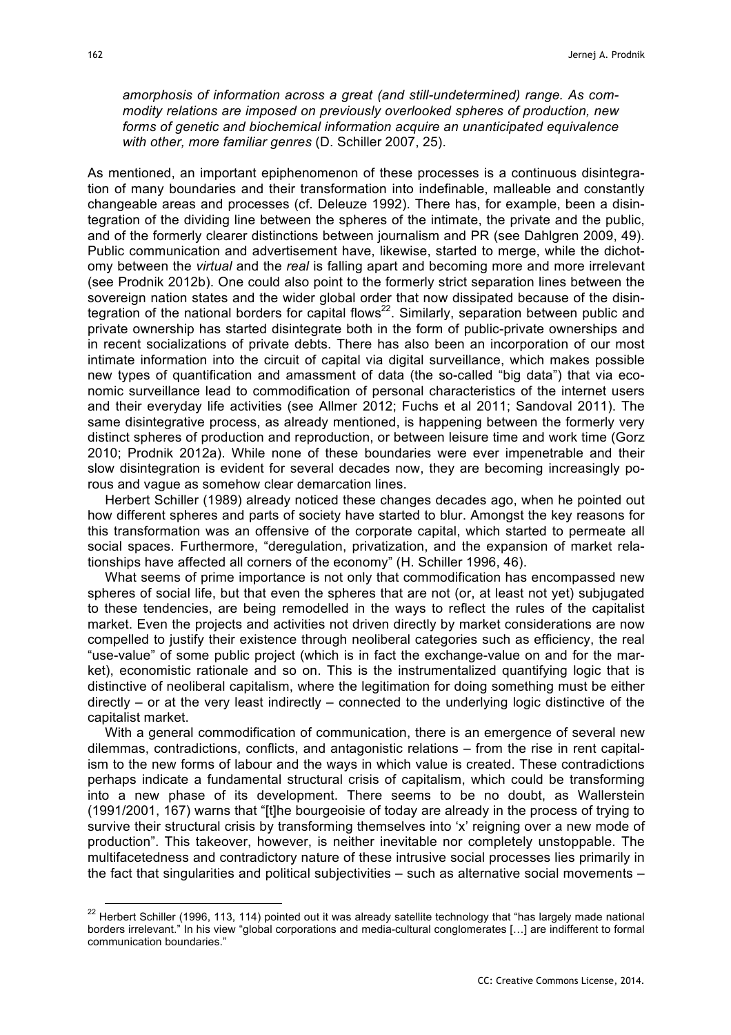*amorphosis of information across a great (and still-undetermined) range. As commodity relations are imposed on previously overlooked spheres of production, new forms of genetic and biochemical information acquire an unanticipated equivalence with other, more familiar genres* (D. Schiller 2007, 25).

As mentioned, an important epiphenomenon of these processes is a continuous disintegration of many boundaries and their transformation into indefinable, malleable and constantly changeable areas and processes (cf. Deleuze 1992). There has, for example, been a disintegration of the dividing line between the spheres of the intimate, the private and the public, and of the formerly clearer distinctions between journalism and PR (see Dahlgren 2009, 49). Public communication and advertisement have, likewise, started to merge, while the dichotomy between the *virtual* and the *real* is falling apart and becoming more and more irrelevant (see Prodnik 2012b). One could also point to the formerly strict separation lines between the sovereign nation states and the wider global order that now dissipated because of the disintegration of the national borders for capital flows[22]. Similarly, separation between public and private ownership has started disintegrate both in the form of public-private ownerships and in recent socializations of private debts. There has also been an incorporation of our most intimate information into the circuit of capital via digital surveillance, which makes possible new types of quantification and amassment of data (the so-called "big data") that via economic surveillance lead to commodification of personal characteristics of the internet users and their everyday life activities (see Allmer 2012; Fuchs et al 2011; Sandoval 2011). The same disintegrative process, as already mentioned, is happening between the formerly very distinct spheres of production and reproduction, or between leisure time and work time (Gorz 2010; Prodnik 2012a). While none of these boundaries were ever impenetrable and their slow disintegration is evident for several decades now, they are becoming increasingly porous and vague as somehow clear demarcation lines.

Herbert Schiller (1989) already noticed these changes decades ago, when he pointed out how different spheres and parts of society have started to blur. Amongst the key reasons for this transformation was an offensive of the corporate capital, which started to permeate all social spaces. Furthermore, "deregulation, privatization, and the expansion of market relationships have affected all corners of the economy" (H. Schiller 1996, 46).

What seems of prime importance is not only that commodification has encompassed new spheres of social life, but that even the spheres that are not (or, at least not yet) subjugated to these tendencies, are being remodelled in the ways to reflect the rules of the capitalist market. Even the projects and activities not driven directly by market considerations are now compelled to justify their existence through neoliberal categories such as efficiency, the real "use-value" of some public project (which is in fact the exchange-value on and for the market), economistic rationale and so on. This is the instrumentalized quantifying logic that is distinctive of neoliberal capitalism, where the legitimation for doing something must be either directly – or at the very least indirectly – connected to the underlying logic distinctive of the capitalist market.

With a general commodification of communication, there is an emergence of several new dilemmas, contradictions, conflicts, and antagonistic relations – from the rise in rent capitalism to the new forms of labour and the ways in which value is created. These contradictions perhaps indicate a fundamental structural crisis of capitalism, which could be transforming into a new phase of its development. There seems to be no doubt, as Wallerstein (1991/2001, 167) warns that "[t]he bourgeoisie of today are already in the process of trying to survive their structural crisis by transforming themselves into 'x' reigning over a new mode of production". This takeover, however, is neither inevitable nor completely unstoppable. The multifacetedness and contradictory nature of these intrusive social processes lies primarily in the fact that singularities and political subjectivities – such as alternative social movements –

[22] Herbert Schiller (1996, 113, 114) pointed out it was already satellite technology that "has largely made national borders irrelevant." In his view "global corporations and media-cultural conglomerates […] are indifferent to formal communication boundaries."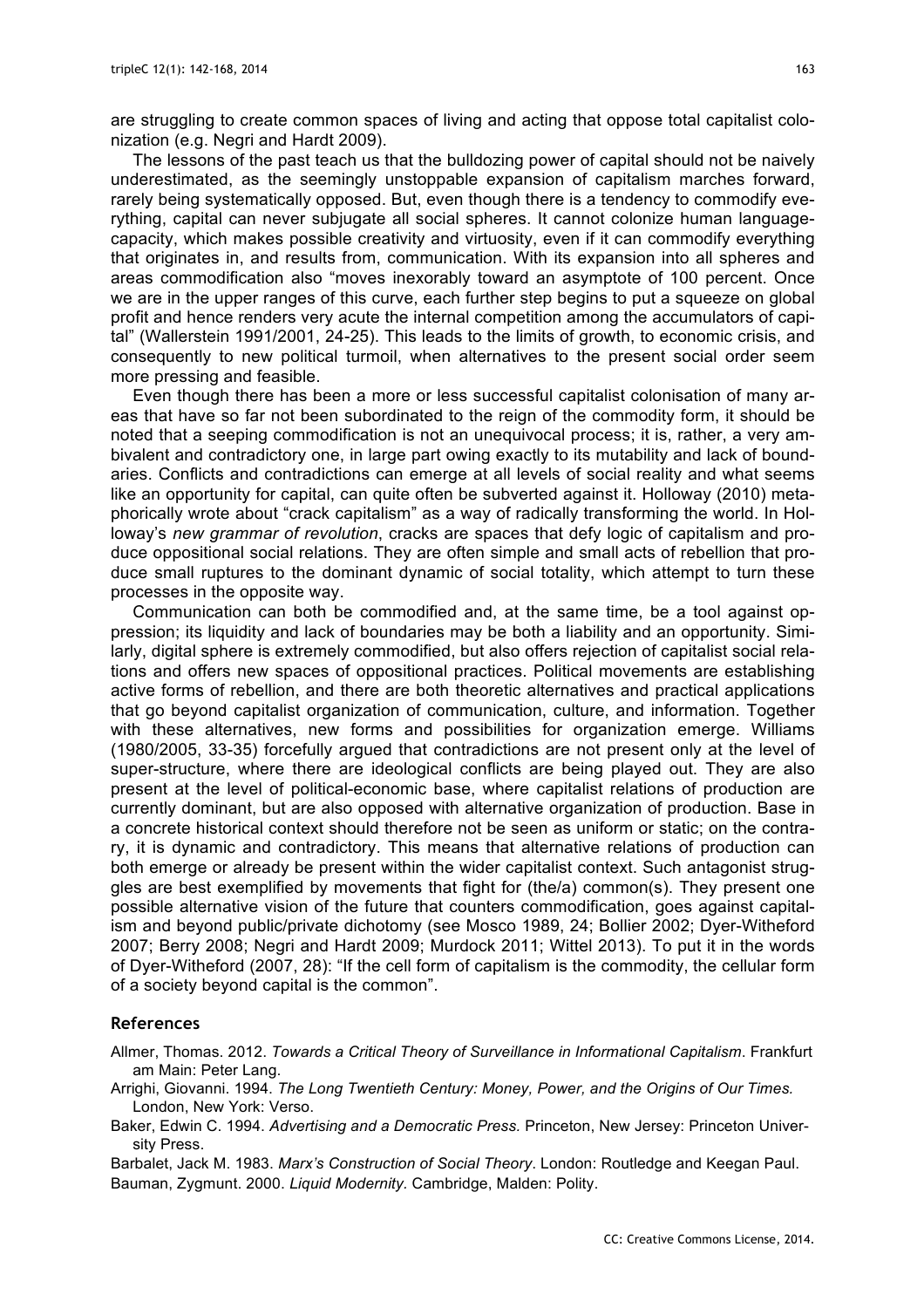are struggling to create common spaces of living and acting that oppose total capitalist colonization (e.g. Negri and Hardt 2009).

The lessons of the past teach us that the bulldozing power of capital should not be naively underestimated, as the seemingly unstoppable expansion of capitalism marches forward, rarely being systematically opposed. But, even though there is a tendency to commodify everything, capital can never subjugate all social spheres. It cannot colonize human language-capacity, which makes possible creativity and virtuosity, even if it can commodify everything that originates in, and results from, communication. With its expansion into all spheres and areas commodification also "moves inexorably toward an asymptote of 100 percent. Once we are in the upper ranges of this curve, each further step begins to put a squeeze on global profit and hence renders very acute the internal competition among the accumulators of capital" (Wallerstein 1991/2001, 24-25). This leads to the limits of growth, to economic crisis, and consequently to new political turmoil, when alternatives to the present social order seem more pressing and feasible.

Even though there has been a more or less successful capitalist colonisation of many areas that have so far not been subordinated to the reign of the commodity form, it should be noted that a seeping commodification is not an unequivocal process; it is, rather, a very ambivalent and contradictory one, in large part owing exactly to its mutability and lack of boundaries. Conflicts and contradictions can emerge at all levels of social reality and what seems like an opportunity for capital, can quite often be subverted against it. Holloway (2010) metaphorically wrote about "crack capitalism" as a way of radically transforming the world. In Holloway's *new grammar of revolution*, cracks are spaces that defy logic of capitalism and produce oppositional social relations. They are often simple and small acts of rebellion that produce small ruptures to the dominant dynamic of social totality, which attempt to turn these processes in the opposite way.

Communication can both be commodified and, at the same time, be a tool against oppression; its liquidity and lack of boundaries may be both a liability and an opportunity. Similarly, digital sphere is extremely commodified, but also offers rejection of capitalist social relations and offers new spaces of oppositional practices. Political movements are establishing active forms of rebellion, and there are both theoretic alternatives and practical applications that go beyond capitalist organization of communication, culture, and information. Together with these alternatives, new forms and possibilities for organization emerge. Williams (1980/2005, 33-35) forcefully argued that contradictions are not present only at the level of super-structure, where there are ideological conflicts are being played out. They are also present at the level of political-economic base, where capitalist relations of production are currently dominant, but are also opposed with alternative organization of production. Base in a concrete historical context should therefore not be seen as uniform or static; on the contrary, it is dynamic and contradictory. This means that alternative relations of production can both emerge or already be present within the wider capitalist context. Such antagonist struggles are best exemplified by movements that fight for (the/a) common(s). They present one possible alternative vision of the future that counters commodification, goes against capitalism and beyond public/private dichotomy (see Mosco 1989, 24; Bollier 2002; Dyer-Witheford 2007; Berry 2008; Negri and Hardt 2009; Murdock 2011; Wittel 2013). To put it in the words of Dyer-Witheford (2007, 28): "If the cell form of capitalism is the commodity, the cellular form of a society beyond capital is the common".

## References

Allmer, Thomas. 2012. *Towards a Critical Theory of Surveillance in Informational Capitalism*. Frankfurt am Main: Peter Lang.

Arrighi, Giovanni. 1994. *The Long Twentieth Century: Money, Power, and the Origins of Our Times.* London, New York: Verso.

Baker, Edwin C. 1994. *Advertising and a Democratic Press.* Princeton, New Jersey: Princeton University Press.

Barbalet, Jack M. 1983. *Marx's Construction of Social Theory*. London: Routledge and Keegan Paul.

Bauman, Zygmunt. 2000. *Liquid Modernity.* Cambridge, Malden: Polity.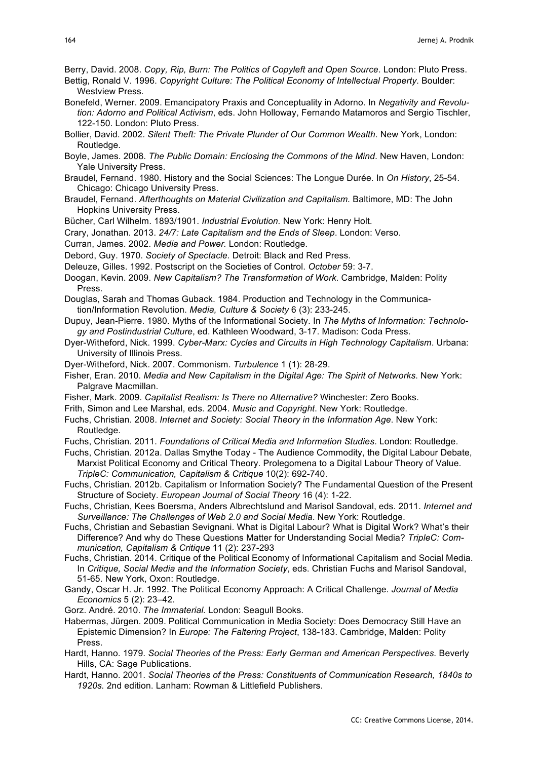Berry, David. 2008. *Copy, Rip, Burn: The Politics of Copyleft and Open Source*. London: Pluto Press.

Bettig, Ronald V. 1996. *Copyright Culture: The Political Economy of Intellectual Property*. Boulder: Westview Press.

Bonefeld, Werner. 2009. Emancipatory Praxis and Conceptuality in Adorno. In *Negativity and Revolution: Adorno and Political Activism*, eds. John Holloway, Fernando Matamoros and Sergio Tischler, 122-150. London: Pluto Press.

Bollier, David. 2002. *Silent Theft: The Private Plunder of Our Common Wealth*. New York, London: Routledge.

Boyle, James. 2008. *The Public Domain: Enclosing the Commons of the Mind*. New Haven, London: Yale University Press.

Braudel, Fernand. 1980. History and the Social Sciences: The Longue Durée. In *On History*, 25-54. Chicago: Chicago University Press.

Braudel, Fernand. *Afterthoughts on Material Civilization and Capitalism.* Baltimore, MD: The John Hopkins University Press.

Bücher, Carl Wilhelm. 1893/1901. *Industrial Evolution.* New York: Henry Holt.

Crary, Jonathan. 2013. *24/7: Late Capitalism and the Ends of Sleep*. London: Verso.

Curran, James. 2002. *Media and Power.* London: Routledge.

Debord, Guy. 1970. *Society of Spectacle.* Detroit: Black and Red Press.

Deleuze, Gilles. 1992. Postscript on the Societies of Control. *October* 59: 3-7.

Doogan, Kevin. 2009. *New Capitalism? The Transformation of Work*. Cambridge, Malden: Polity Press.

Douglas, Sarah and Thomas Guback. 1984. Production and Technology in the Communication/Information Revolution. *Media, Culture & Society* 6 (3): 233-245.

Dupuy, Jean-Pierre. 1980. Myths of the Informational Society. In *The Myths of Information: Technology and Postindustrial Culture*, ed. Kathleen Woodward, 3-17. Madison: Coda Press.

Dyer-Witheford, Nick. 1999. *Cyber-Marx: Cycles and Circuits in High Technology Capitalism*. Urbana: University of Illinois Press.

Dyer-Witheford, Nick. 2007. Commonism. *Turbulence* 1 (1): 28-29.

Fisher, Eran. 2010. *Media and New Capitalism in the Digital Age: The Spirit of Networks*. New York: Palgrave Macmillan.

Fisher, Mark. 2009. *Capitalist Realism: Is There no Alternative?* Winchester: Zero Books.

Frith, Simon and Lee Marshal, eds. 2004. *Music and Copyright*. New York: Routledge.

Fuchs, Christian. 2008. *Internet and Society: Social Theory in the Information Age*. New York: Routledge.

Fuchs, Christian. 2011. *Foundations of Critical Media and Information Studies*. London: Routledge.

Fuchs, Christian. 2012a. Dallas Smythe Today - The Audience Commodity, the Digital Labour Debate, Marxist Political Economy and Critical Theory. Prolegomena to a Digital Labour Theory of Value. *TripleC: Communication, Capitalism & Critique* 10(2): 692-740.

Fuchs, Christian. 2012b. Capitalism or Information Society? The Fundamental Question of the Present Structure of Society. *European Journal of Social Theory* 16 (4): 1-22.

Fuchs, Christian, Kees Boersma, Anders Albrechtslund and Marisol Sandoval, eds. 2011. *Internet and Surveillance: The Challenges of Web 2.0 and Social Media*. New York: Routledge.

Fuchs, Christian and Sebastian Sevignani. What is Digital Labour? What is Digital Work? What's their Difference? And why do These Questions Matter for Understanding Social Media? *TripleC: Communication, Capitalism & Critique* 11 (2): 237-293

Fuchs, Christian. 2014. Critique of the Political Economy of Informational Capitalism and Social Media. In *Critique, Social Media and the Information Society*, eds. Christian Fuchs and Marisol Sandoval, 51-65. New York, Oxon: Routledge.

Gandy, Oscar H. Jr. 1992. The Political Economy Approach: A Critical Challenge. *Journal of Media Economics* 5 (2): 23–42.

Gorz. André. 2010. *The Immaterial.* London: Seagull Books.

Habermas, Jürgen. 2009. Political Communication in Media Society: Does Democracy Still Have an Epistemic Dimension? In *Europe: The Faltering Project*, 138-183. Cambridge, Malden: Polity Press.

Hardt, Hanno. 1979. *Social Theories of the Press: Early German and American Perspectives.* Beverly Hills, CA: Sage Publications.

Hardt, Hanno. 2001. *Social Theories of the Press: Constituents of Communication Research, 1840s to 1920s.* 2nd edition. Lanham: Rowman & Littlefield Publishers.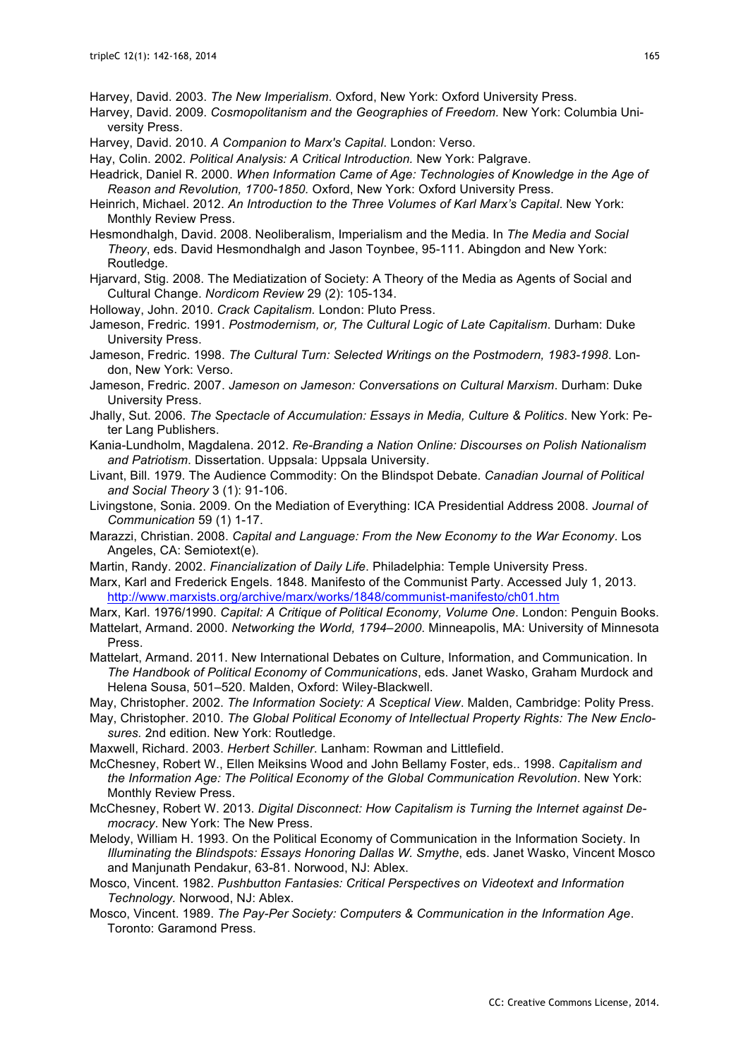Harvey, David. 2003. *The New Imperialism*. Oxford, New York: Oxford University Press.

Harvey, David. 2009. *Cosmopolitanism and the Geographies of Freedom.* New York: Columbia University Press.

Harvey, David. 2010. *A Companion to Marx's Capital*. London: Verso.

Hay, Colin. 2002. *Political Analysis: A Critical Introduction.* New York: Palgrave.

Headrick, Daniel R. 2000. *When Information Came of Age: Technologies of Knowledge in the Age of Reason and Revolution, 1700-1850.* Oxford, New York: Oxford University Press.

Heinrich, Michael. 2012. *An Introduction to the Three Volumes of Karl Marx's Capital*. New York: Monthly Review Press.

Hesmondhalgh, David. 2008. Neoliberalism, Imperialism and the Media. In *The Media and Social Theory*, eds. David Hesmondhalgh and Jason Toynbee, 95-111. Abingdon and New York: Routledge.

Hjarvard, Stig. 2008. The Mediatization of Society: A Theory of the Media as Agents of Social and Cultural Change. *Nordicom Review* 29 (2): 105-134.

Holloway, John. 2010. *Crack Capitalism.* London: Pluto Press.

Jameson, Fredric. 1991. *Postmodernism, or, The Cultural Logic of Late Capitalism*. Durham: Duke University Press.

Jameson, Fredric. 1998. *The Cultural Turn: Selected Writings on the Postmodern, 1983-1998*. London, New York: Verso.

Jameson, Fredric. 2007. *Jameson on Jameson: Conversations on Cultural Marxism*. Durham: Duke University Press.

Jhally, Sut. 2006. *The Spectacle of Accumulation: Essays in Media, Culture & Politics*. New York: Peter Lang Publishers.

Kania-Lundholm, Magdalena. 2012. *Re-Branding a Nation Online: Discourses on Polish Nationalism and Patriotism*. Dissertation. Uppsala: Uppsala University.

Livant, Bill. 1979. The Audience Commodity: On the Blindspot Debate. *Canadian Journal of Political and Social Theory* 3 (1): 91-106.

Livingstone, Sonia. 2009. On the Mediation of Everything: ICA Presidential Address 2008. *Journal of Communication* 59 (1) 1-17.

Marazzi, Christian. 2008. *Capital and Language: From the New Economy to the War Economy*. Los Angeles, CA: Semiotext(e).

Martin, Randy. 2002. *Financialization of Daily Life*. Philadelphia: Temple University Press.

Marx, Karl and Frederick Engels. 1848. Manifesto of the Communist Party. Accessed July 1, 2013. http://www.marxists.org/archive/marx/works/1848/communist-manifesto/ch01.htm

Marx, Karl. 1976/1990. *Capital: A Critique of Political Economy, Volume One*. London: Penguin Books.

Mattelart, Armand. 2000. *Networking the World, 1794–2000*. Minneapolis, MA: University of Minnesota Press.

Mattelart, Armand. 2011. New International Debates on Culture, Information, and Communication. In *The Handbook of Political Economy of Communications*, eds. Janet Wasko, Graham Murdock and Helena Sousa, 501–520. Malden, Oxford: Wiley-Blackwell.

May, Christopher. 2002. *The Information Society: A Sceptical View*. Malden, Cambridge: Polity Press.

May, Christopher. 2010. *The Global Political Economy of Intellectual Property Rights: The New Enclosures.* 2nd edition. New York: Routledge.

Maxwell, Richard. 2003. *Herbert Schiller*. Lanham: Rowman and Littlefield.

McChesney, Robert W., Ellen Meiksins Wood and John Bellamy Foster, eds.. 1998. *Capitalism and the Information Age: The Political Economy of the Global Communication Revolution*. New York: Monthly Review Press.

McChesney, Robert W. 2013. *Digital Disconnect: How Capitalism is Turning the Internet against Democracy*. New York: The New Press.

Melody, William H. 1993. On the Political Economy of Communication in the Information Society. In *Illuminating the Blindspots: Essays Honoring Dallas W. Smythe*, eds. Janet Wasko, Vincent Mosco and Manjunath Pendakur, 63-81. Norwood, NJ: Ablex.

Mosco, Vincent. 1982. *Pushbutton Fantasies: Critical Perspectives on Videotext and Information Technology.* Norwood, NJ: Ablex.

Mosco, Vincent. 1989. *The Pay-Per Society: Computers & Communication in the Information Age*. Toronto: Garamond Press.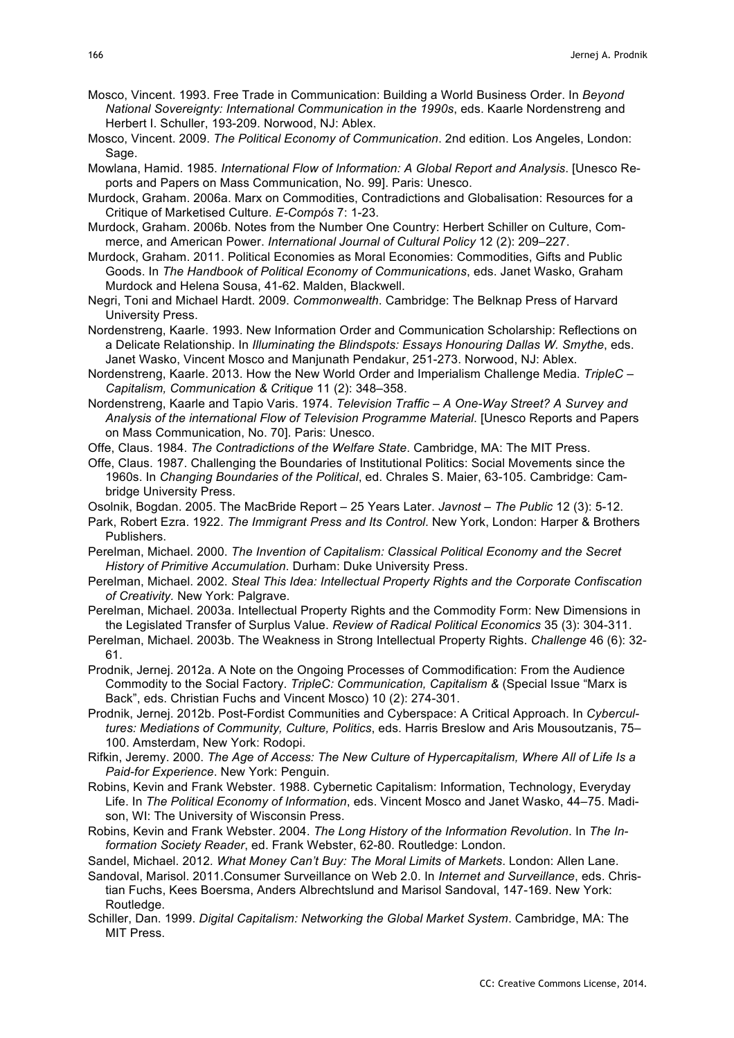Mosco, Vincent. 1993. Free Trade in Communication: Building a World Business Order. In *Beyond National Sovereignty: International Communication in the 1990s*, eds. Kaarle Nordenstreng and Herbert I. Schuller, 193-209. Norwood, NJ: Ablex.

Mosco, Vincent. 2009. *The Political Economy of Communication*. 2nd edition. Los Angeles, London: Sage.

Mowlana, Hamid. 1985. *International Flow of Information: A Global Report and Analysis*. [Unesco Reports and Papers on Mass Communication, No. 99]. Paris: Unesco.

Murdock, Graham. 2006a. Marx on Commodities, Contradictions and Globalisation: Resources for a Critique of Marketised Culture. *E-Compós* 7: 1-23.

Murdock, Graham. 2006b. Notes from the Number One Country: Herbert Schiller on Culture, Commerce, and American Power. *International Journal of Cultural Policy* 12 (2): 209–227.

Murdock, Graham. 2011. Political Economies as Moral Economies: Commodities, Gifts and Public Goods. In *The Handbook of Political Economy of Communications*, eds. Janet Wasko, Graham Murdock and Helena Sousa, 41-62. Malden, Blackwell.

Negri, Toni and Michael Hardt. 2009. *Commonwealth*. Cambridge: The Belknap Press of Harvard University Press.

Nordenstreng, Kaarle. 1993. New Information Order and Communication Scholarship: Reflections on a Delicate Relationship. In *Illuminating the Blindspots: Essays Honouring Dallas W. Smythe*, eds. Janet Wasko, Vincent Mosco and Manjunath Pendakur, 251-273. Norwood, NJ: Ablex.

Nordenstreng, Kaarle. 2013. How the New World Order and Imperialism Challenge Media. *TripleC – Capitalism, Communication & Critique* 11 (2): 348–358.

Nordenstreng, Kaarle and Tapio Varis. 1974. *Television Traffic – A One-Way Street? A Survey and Analysis of the international Flow of Television Programme Material*. [Unesco Reports and Papers on Mass Communication, No. 70]. Paris: Unesco.

Offe, Claus. 1984. *The Contradictions of the Welfare State*. Cambridge, MA: The MIT Press.

Offe, Claus. 1987. Challenging the Boundaries of Institutional Politics: Social Movements since the 1960s. In *Changing Boundaries of the Political*, ed. Chrales S. Maier, 63-105. Cambridge: Cambridge University Press.

Osolnik, Bogdan. 2005. The MacBride Report – 25 Years Later. *Javnost – The Public* 12 (3): 5-12.

Park, Robert Ezra. 1922. *The Immigrant Press and Its Control*. New York, London: Harper & Brothers Publishers.

Perelman, Michael. 2000. *The Invention of Capitalism: Classical Political Economy and the Secret History of Primitive Accumulation*. Durham: Duke University Press.

Perelman, Michael. 2002. *Steal This Idea: Intellectual Property Rights and the Corporate Confiscation of Creativity*. New York: Palgrave.

Perelman, Michael. 2003a. Intellectual Property Rights and the Commodity Form: New Dimensions in the Legislated Transfer of Surplus Value. *Review of Radical Political Economics* 35 (3): 304-311.

Perelman, Michael. 2003b. The Weakness in Strong Intellectual Property Rights. *Challenge* 46 (6): 32-61.

Prodnik, Jernej. 2012a. A Note on the Ongoing Processes of Commodification: From the Audience Commodity to the Social Factory. *TripleC: Communication, Capitalism &* (Special Issue "Marx is Back", eds. Christian Fuchs and Vincent Mosco) 10 (2): 274-301.

Prodnik, Jernej. 2012b. Post-Fordist Communities and Cyberspace: A Critical Approach. In *Cybercultures: Mediations of Community, Culture, Politics*, eds. Harris Breslow and Aris Mousoutzanis, 75–100. Amsterdam, New York: Rodopi.

Rifkin, Jeremy. 2000. *The Age of Access: The New Culture of Hypercapitalism, Where All of Life Is a Paid-for Experience*. New York: Penguin.

Robins, Kevin and Frank Webster. 1988. Cybernetic Capitalism: Information, Technology, Everyday Life. In *The Political Economy of Information*, eds. Vincent Mosco and Janet Wasko, 44–75. Madison, WI: The University of Wisconsin Press.

Robins, Kevin and Frank Webster. 2004. *The Long History of the Information Revolution*. In *The Information Society Reader*, ed. Frank Webster, 62-80. Routledge: London.

Sandel, Michael. 2012. *What Money Can't Buy: The Moral Limits of Markets*. London: Allen Lane.

Sandoval, Marisol. 2011.Consumer Surveillance on Web 2.0. In *Internet and Surveillance*, eds. Christian Fuchs, Kees Boersma, Anders Albrechtslund and Marisol Sandoval, 147-169. New York: Routledge.

Schiller, Dan. 1999. *Digital Capitalism: Networking the Global Market System*. Cambridge, MA: The MIT Press.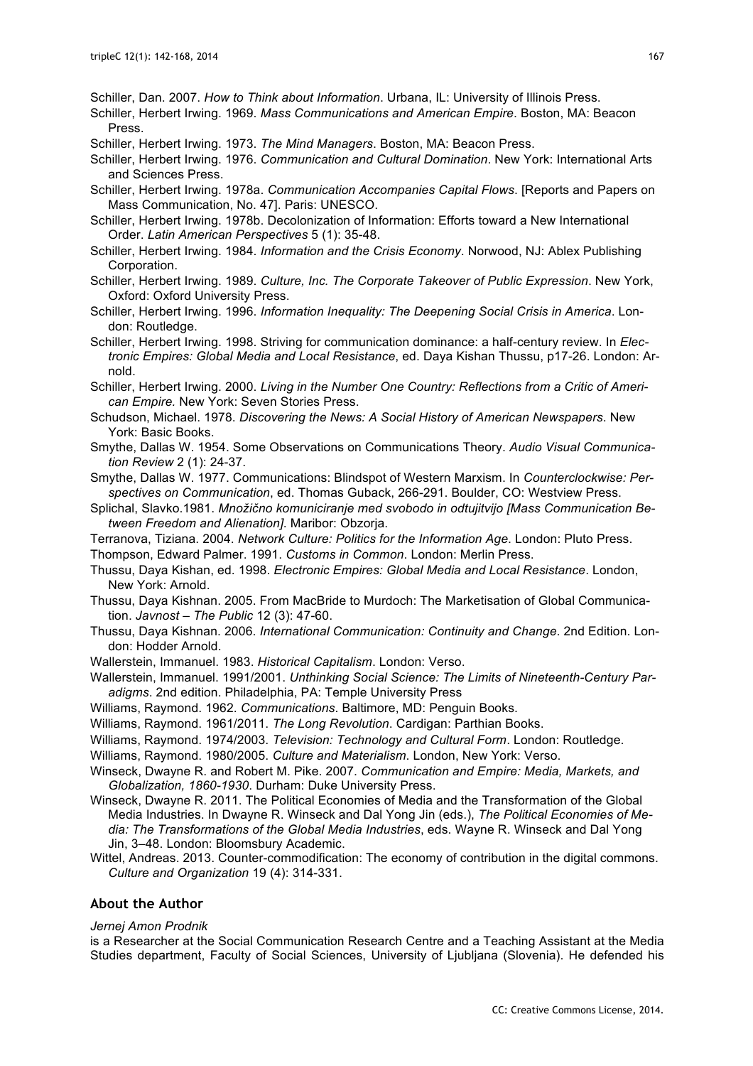Schiller, Dan. 2007. *How to Think about Information*. Urbana, IL: University of Illinois Press.

Schiller, Herbert Irwing. 1969. *Mass Communications and American Empire*. Boston, MA: Beacon Press.

Schiller, Herbert Irwing. 1973. *The Mind Managers*. Boston, MA: Beacon Press.

Schiller, Herbert Irwing. 1976. *Communication and Cultural Domination*. New York: International Arts and Sciences Press.

Schiller, Herbert Irwing. 1978a. *Communication Accompanies Capital Flows*. [Reports and Papers on Mass Communication, No. 47]. Paris: UNESCO.

Schiller, Herbert Irwing. 1978b. Decolonization of Information: Efforts toward a New International Order. *Latin American Perspectives* 5 (1): 35-48.

Schiller, Herbert Irwing. 1984. *Information and the Crisis Economy*. Norwood, NJ: Ablex Publishing Corporation.

Schiller, Herbert Irwing. 1989. *Culture, Inc. The Corporate Takeover of Public Expression*. New York, Oxford: Oxford University Press.

Schiller, Herbert Irwing. 1996. *Information Inequality: The Deepening Social Crisis in America*. London: Routledge.

Schiller, Herbert Irwing. 1998. Striving for communication dominance: a half-century review. In *Electronic Empires: Global Media and Local Resistance*, ed. Daya Kishan Thussu, p17-26. London: Arnold.

Schiller, Herbert Irwing. 2000. *Living in the Number One Country: Reflections from a Critic of American Empire.* New York: Seven Stories Press.

Schudson, Michael. 1978. *Discovering the News: A Social History of American Newspapers*. New York: Basic Books.

Smythe, Dallas W. 1954. Some Observations on Communications Theory. *Audio Visual Communication Review* 2 (1): 24-37.

Smythe, Dallas W. 1977. Communications: Blindspot of Western Marxism. In *Counterclockwise: Perspectives on Communication*, ed. Thomas Guback, 266-291. Boulder, CO: Westview Press.

Splichal, Slavko.1981. *Množično komuniciranje med svobodo in odtujitvijo [Mass Communication Between Freedom and Alienation]*. Maribor: Obzorja.

Terranova, Tiziana. 2004. *Network Culture: Politics for the Information Age*. London: Pluto Press.

Thompson, Edward Palmer. 1991. *Customs in Common*. London: Merlin Press.

Thussu, Daya Kishan, ed. 1998. *Electronic Empires: Global Media and Local Resistance*. London, New York: Arnold.

Thussu, Daya Kishnan. 2005. From MacBride to Murdoch: The Marketisation of Global Communication. *Javnost – The Public* 12 (3): 47-60.

Thussu, Daya Kishnan. 2006. *International Communication: Continuity and Change*. 2nd Edition. London: Hodder Arnold.

Wallerstein, Immanuel. 1983. *Historical Capitalism*. London: Verso.

Wallerstein, Immanuel. 1991/2001. *Unthinking Social Science: The Limits of Nineteenth-Century Paradigms*. 2nd edition. Philadelphia, PA: Temple University Press

Williams, Raymond. 1962. *Communications*. Baltimore, MD: Penguin Books.

Williams, Raymond. 1961/2011. *The Long Revolution*. Cardigan: Parthian Books.

Williams, Raymond. 1974/2003. *Television: Technology and Cultural Form*. London: Routledge.

Williams, Raymond. 1980/2005. *Culture and Materialism*. London, New York: Verso.

Winseck, Dwayne R. and Robert M. Pike. 2007. *Communication and Empire: Media, Markets, and Globalization, 1860-1930*. Durham: Duke University Press.

Winseck, Dwayne R. 2011. The Political Economies of Media and the Transformation of the Global Media Industries. In Dwayne R. Winseck and Dal Yong Jin (eds.), *The Political Economies of Media: The Transformations of the Global Media Industries*, eds. Wayne R. Winseck and Dal Yong Jin, 3–48. London: Bloomsbury Academic.

Wittel, Andreas. 2013. Counter-commodification: The economy of contribution in the digital commons. *Culture and Organization* 19 (4): 314-331.

## About the Author

*Jernej Amon Prodnik*

is a Researcher at the Social Communication Research Centre and a Teaching Assistant at the Media Studies department, Faculty of Social Sciences, University of Ljubljana (Slovenia). He defended his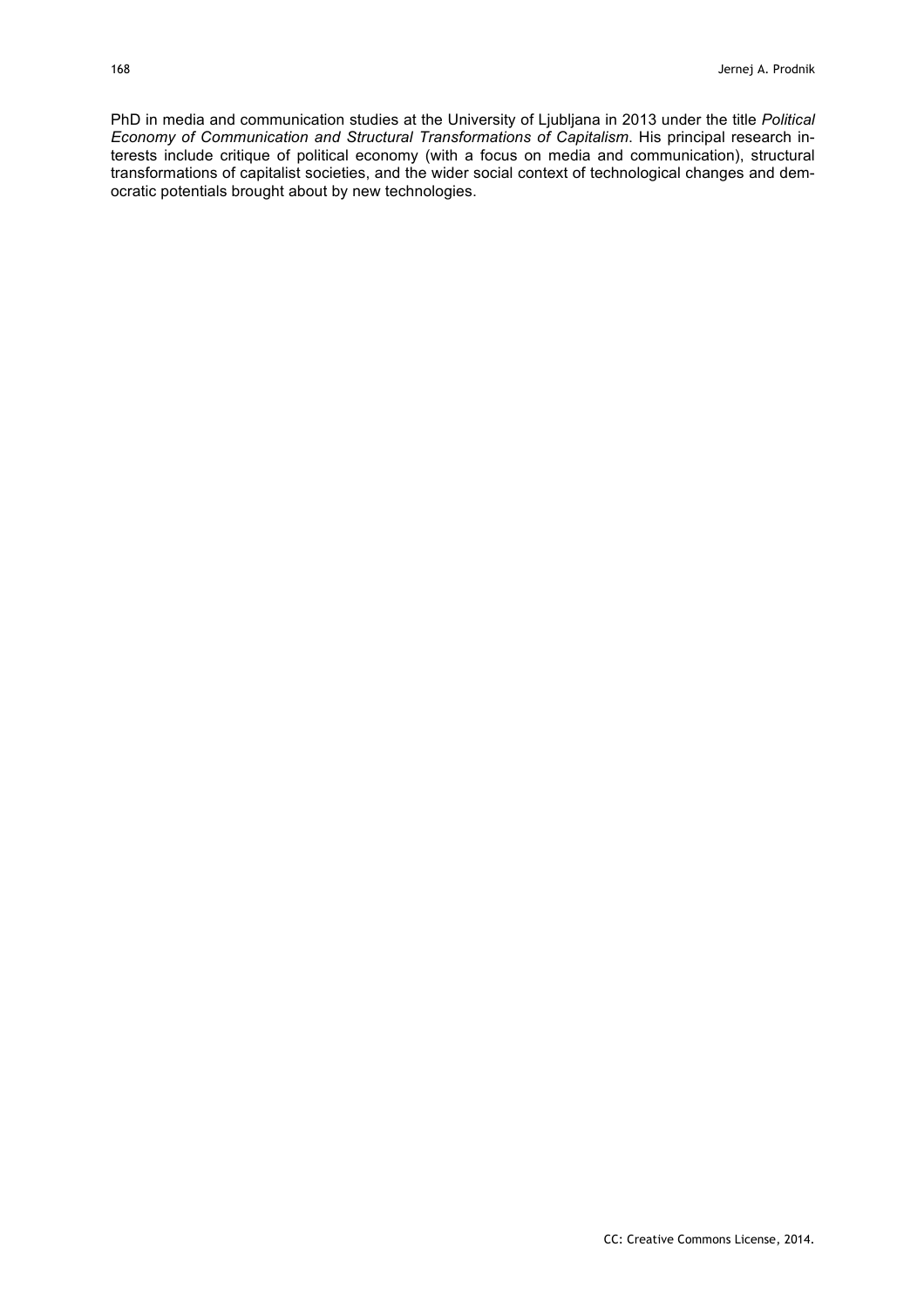PhD in media and communication studies at the University of Ljubljana in 2013 under the title *Political Economy of Communication and Structural Transformations of Capitalism*. His principal research interests include critique of political economy (with a focus on media and communication), structural transformations of capitalist societies, and the wider social context of technological changes and democratic potentials brought about by new technologies.